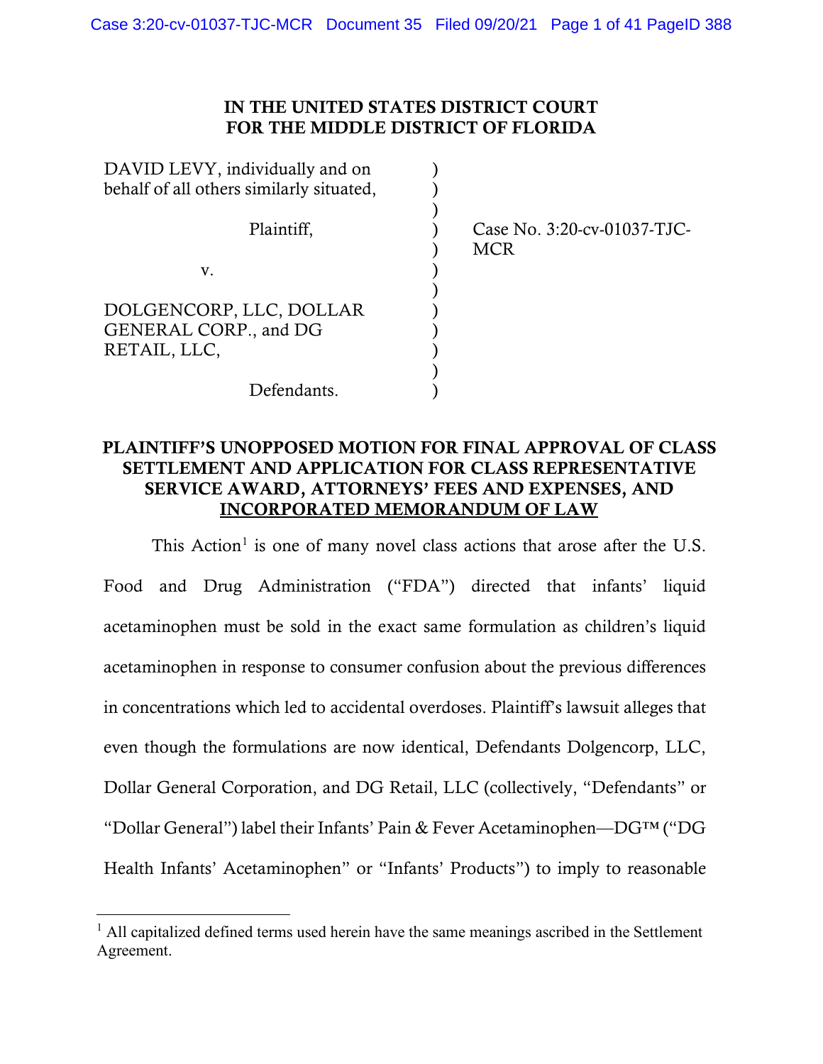**IN THE UNITED STATES DISTRICT COURT**
**FOR THE MIDDLE DISTRICT OF FLORIDA**

DAVID LEVY, individually and on behalf of all others similarly situated,

Plaintiff,

v.

DOLGENCORP, LLC, DOLLAR GENERAL CORP., and DG RETAIL, LLC,

Defendants.

Case No. 3:20-cv-01037-TJC-MCR

# PLAINTIFF'S UNOPPOSED MOTION FOR FINAL APPROVAL OF CLASS SETTLEMENT AND APPLICATION FOR CLASS REPRESENTATIVE SERVICE AWARD, ATTORNEYS' FEES AND EXPENSES, AND INCORPORATED MEMORANDUM OF LAW

This Action[1] is one of many novel class actions that arose after the U.S. Food and Drug Administration ("FDA") directed that infants' liquid acetaminophen must be sold in the exact same formulation as children's liquid acetaminophen in response to consumer confusion about the previous differences in concentrations which led to accidental overdoses. Plaintiff's lawsuit alleges that even though the formulations are now identical, Defendants Dolgencorp, LLC, Dollar General Corporation, and DG Retail, LLC (collectively, "Defendants" or "Dollar General") label their Infants' Pain & Fever Acetaminophen—DG™ ("DG Health Infants' Acetaminophen" or "Infants' Products") to imply to reasonable

[1] All capitalized defined terms used herein have the same meanings ascribed in the Settlement Agreement.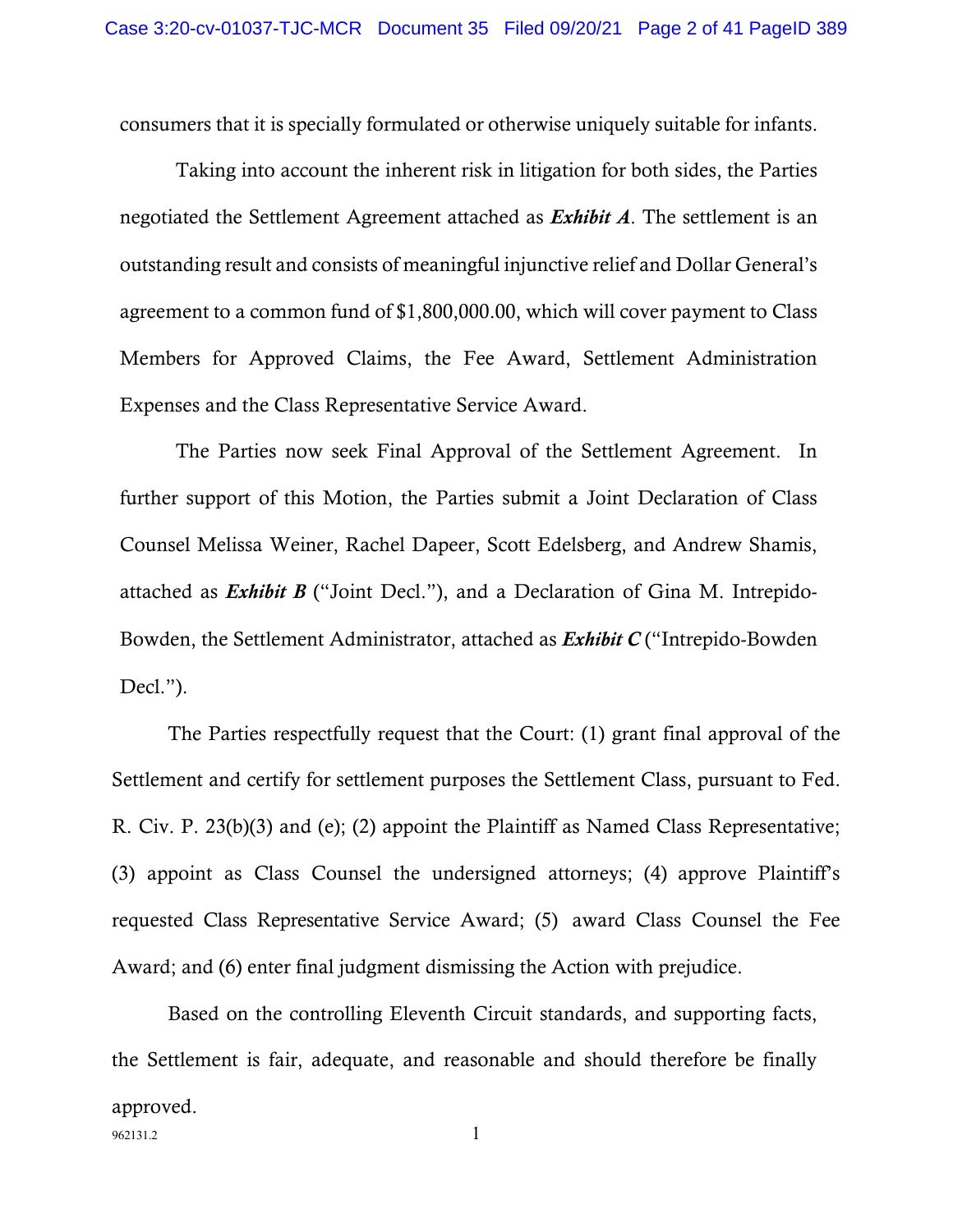consumers that it is specially formulated or otherwise uniquely suitable for infants.

Taking into account the inherent risk in litigation for both sides, the Parties negotiated the Settlement Agreement attached as ***Exhibit A***. The settlement is an outstanding result and consists of meaningful injunctive relief and Dollar General's agreement to a common fund of $1,800,000.00, which will cover payment to Class Members for Approved Claims, the Fee Award, Settlement Administration Expenses and the Class Representative Service Award.

The Parties now seek Final Approval of the Settlement Agreement. In further support of this Motion, the Parties submit a Joint Declaration of Class Counsel Melissa Weiner, Rachel Dapeer, Scott Edelsberg, and Andrew Shamis, attached as ***Exhibit B*** ("Joint Decl."), and a Declaration of Gina M. Intrepido-Bowden, the Settlement Administrator, attached as ***Exhibit C*** ("Intrepido-Bowden Decl.").

The Parties respectfully request that the Court: (1) grant final approval of the Settlement and certify for settlement purposes the Settlement Class, pursuant to Fed. R. Civ. P. 23(b)(3) and (e); (2) appoint the Plaintiff as Named Class Representative; (3) appoint as Class Counsel the undersigned attorneys; (4) approve Plaintiff's requested Class Representative Service Award; (5) award Class Counsel the Fee Award; and (6) enter final judgment dismissing the Action with prejudice.

Based on the controlling Eleventh Circuit standards, and supporting facts, the Settlement is fair, adequate, and reasonable and should therefore be finally approved.

962131.2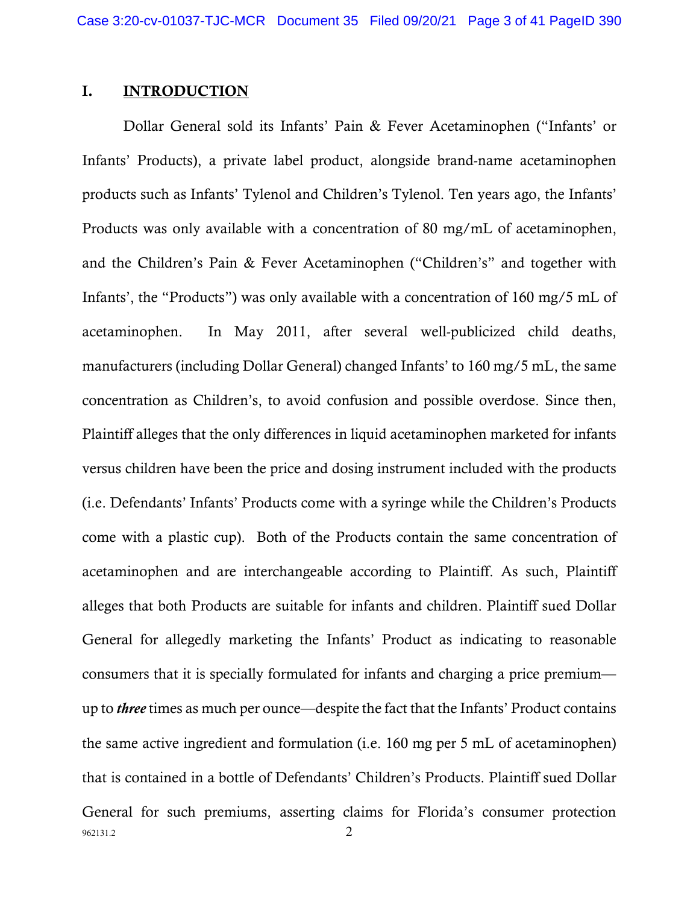## I. INTRODUCTION

Dollar General sold its Infants' Pain & Fever Acetaminophen ("Infants' or Infants' Products), a private label product, alongside brand-name acetaminophen products such as Infants' Tylenol and Children's Tylenol. Ten years ago, the Infants' Products was only available with a concentration of 80 mg/mL of acetaminophen, and the Children's Pain & Fever Acetaminophen ("Children's" and together with Infants', the "Products") was only available with a concentration of 160 mg/5 mL of acetaminophen. In May 2011, after several well-publicized child deaths, manufacturers (including Dollar General) changed Infants' to 160 mg/5 mL, the same concentration as Children's, to avoid confusion and possible overdose. Since then, Plaintiff alleges that the only differences in liquid acetaminophen marketed for infants versus children have been the price and dosing instrument included with the products (i.e. Defendants' Infants' Products come with a syringe while the Children's Products come with a plastic cup). Both of the Products contain the same concentration of acetaminophen and are interchangeable according to Plaintiff. As such, Plaintiff alleges that both Products are suitable for infants and children. Plaintiff sued Dollar General for allegedly marketing the Infants' Product as indicating to reasonable consumers that it is specially formulated for infants and charging a price premium—up to ***three*** times as much per ounce—despite the fact that the Infants' Product contains the same active ingredient and formulation (i.e. 160 mg per 5 mL of acetaminophen) that is contained in a bottle of Defendants' Children's Products. Plaintiff sued Dollar General for such premiums, asserting claims for Florida's consumer protection

962131.2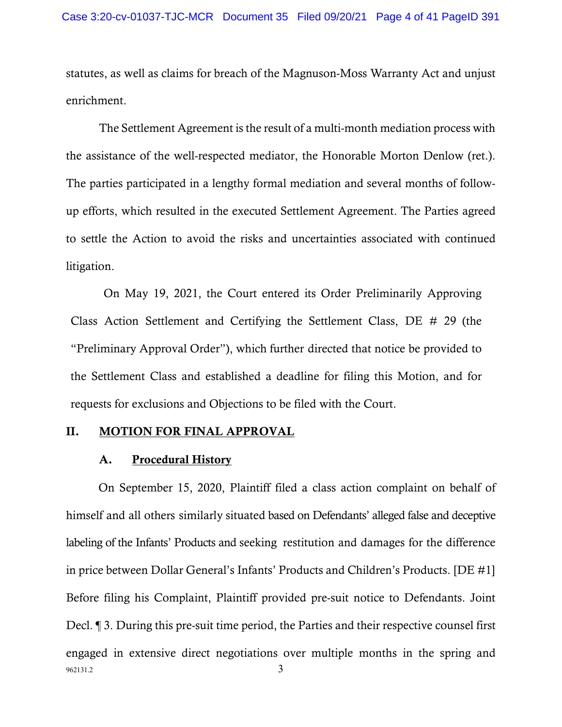statutes, as well as claims for breach of the Magnuson-Moss Warranty Act and unjust enrichment.

The Settlement Agreement is the result of a multi-month mediation process with the assistance of the well-respected mediator, the Honorable Morton Denlow (ret.). The parties participated in a lengthy formal mediation and several months of follow-up efforts, which resulted in the executed Settlement Agreement. The Parties agreed to settle the Action to avoid the risks and uncertainties associated with continued litigation.

On May 19, 2021, the Court entered its Order Preliminarily Approving Class Action Settlement and Certifying the Settlement Class, DE # 29 (the "Preliminary Approval Order"), which further directed that notice be provided to the Settlement Class and established a deadline for filing this Motion, and for requests for exclusions and Objections to be filed with the Court.

## II. <u>MOTION FOR FINAL APPROVAL</u>

### A. <u>Procedural History</u>

On September 15, 2020, Plaintiff filed a class action complaint on behalf of himself and all others similarly situated based on Defendants' alleged false and deceptive labeling of the Infants' Products and seeking restitution and damages for the difference in price between Dollar General's Infants' Products and Children's Products. [DE #1] Before filing his Complaint, Plaintiff provided pre-suit notice to Defendants. Joint Decl. ¶ 3. During this pre-suit time period, the Parties and their respective counsel first engaged in extensive direct negotiations over multiple months in the spring and

962131.2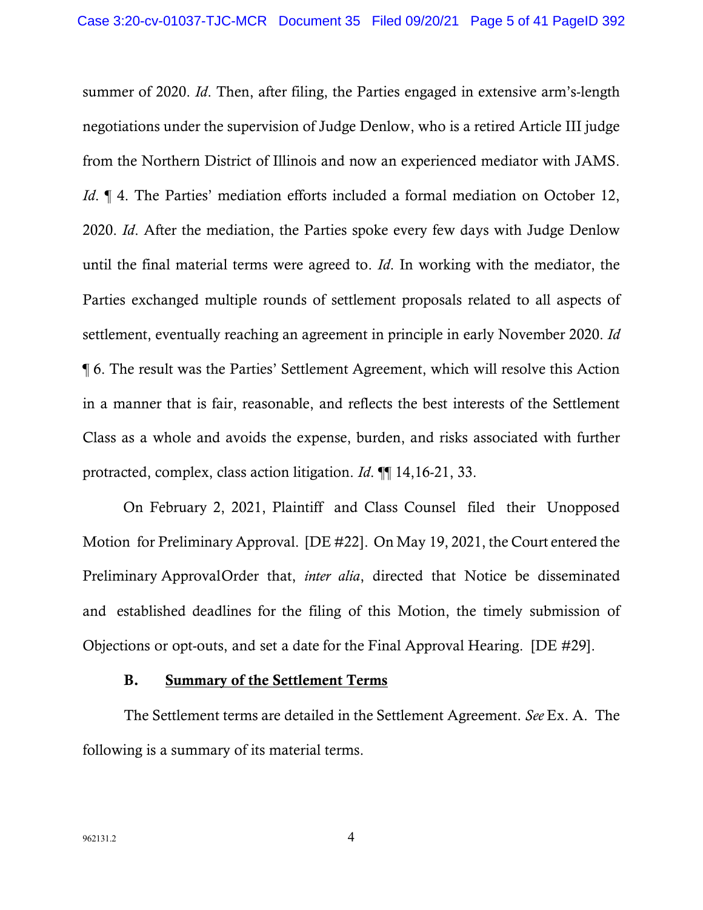summer of 2020. *Id*. Then, after filing, the Parties engaged in extensive arm's-length negotiations under the supervision of Judge Denlow, who is a retired Article III judge from the Northern District of Illinois and now an experienced mediator with JAMS. *Id*. ¶ 4. The Parties' mediation efforts included a formal mediation on October 12, 2020. *Id*. After the mediation, the Parties spoke every few days with Judge Denlow until the final material terms were agreed to. *Id*. In working with the mediator, the Parties exchanged multiple rounds of settlement proposals related to all aspects of settlement, eventually reaching an agreement in principle in early November 2020. *Id* ¶ 6. The result was the Parties' Settlement Agreement, which will resolve this Action in a manner that is fair, reasonable, and reflects the best interests of the Settlement Class as a whole and avoids the expense, burden, and risks associated with further protracted, complex, class action litigation. *Id*. ¶¶ 14,16-21, 33.

On February 2, 2021, Plaintiff and Class Counsel filed their Unopposed Motion for Preliminary Approval. [DE #22]. On May 19, 2021, the Court entered the Preliminary ApprovalOrder that, *inter alia*, directed that Notice be disseminated and established deadlines for the filing of this Motion, the timely submission of Objections or opt-outs, and set a date for the Final Approval Hearing. [DE #29].

### B. Summary of the Settlement Terms

The Settlement terms are detailed in the Settlement Agreement. *See* Ex. A. The following is a summary of its material terms.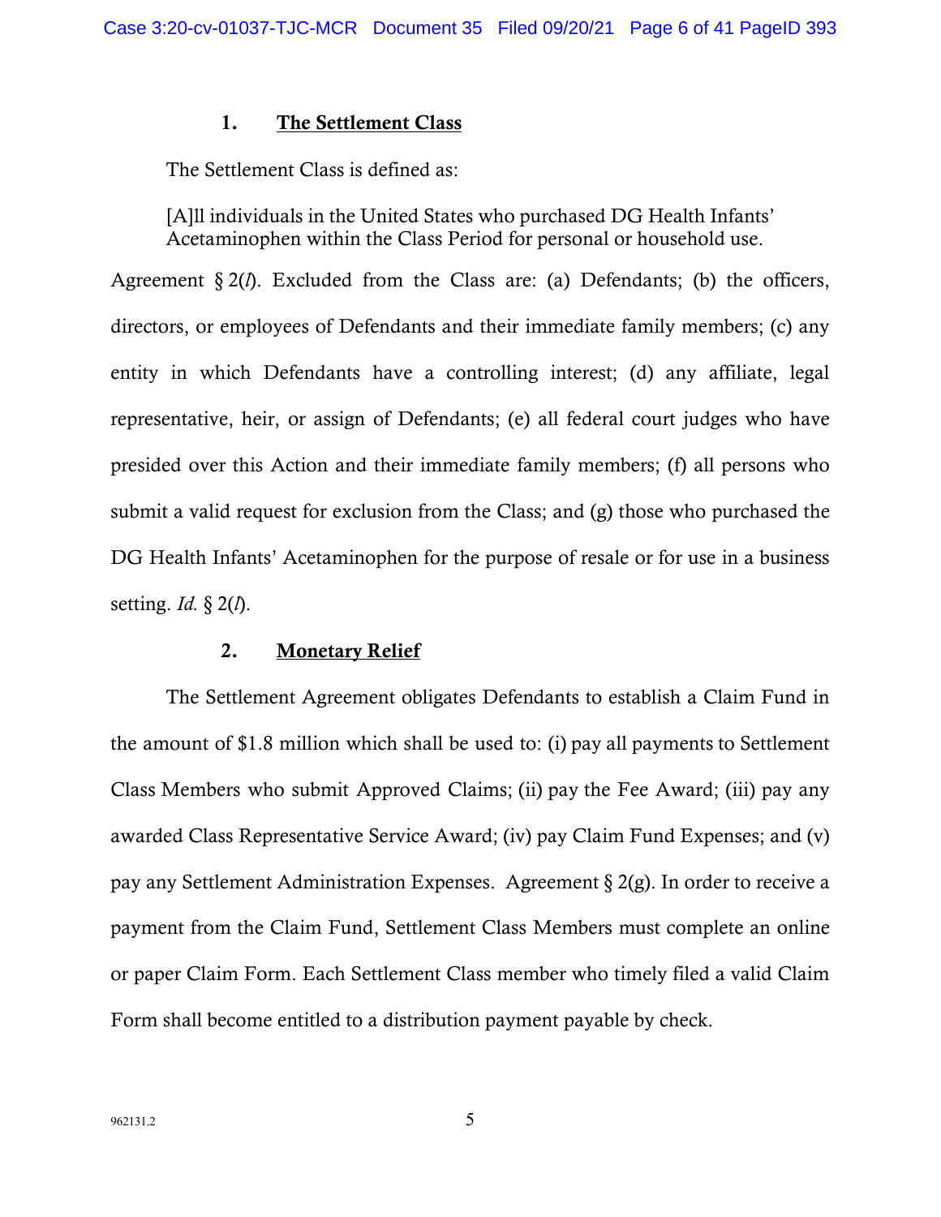### 1. **The Settlement Class**

The Settlement Class is defined as:

> [A]ll individuals in the United States who purchased DG Health Infants' Acetaminophen within the Class Period for personal or household use.

Agreement § 2(*l*). Excluded from the Class are: (a) Defendants; (b) the officers, directors, or employees of Defendants and their immediate family members; (c) any entity in which Defendants have a controlling interest; (d) any affiliate, legal representative, heir, or assign of Defendants; (e) all federal court judges who have presided over this Action and their immediate family members; (f) all persons who submit a valid request for exclusion from the Class; and (g) those who purchased the DG Health Infants' Acetaminophen for the purpose of resale or for use in a business setting. *Id.* § 2(*l*).

### 2. **Monetary Relief**

The Settlement Agreement obligates Defendants to establish a Claim Fund in the amount of $1.8 million which shall be used to: (i) pay all payments to Settlement Class Members who submit Approved Claims; (ii) pay the Fee Award; (iii) pay any awarded Class Representative Service Award; (iv) pay Claim Fund Expenses; and (v) pay any Settlement Administration Expenses. Agreement § 2(g). In order to receive a payment from the Claim Fund, Settlement Class Members must complete an online or paper Claim Form. Each Settlement Class member who timely filed a valid Claim Form shall become entitled to a distribution payment payable by check.

962131.2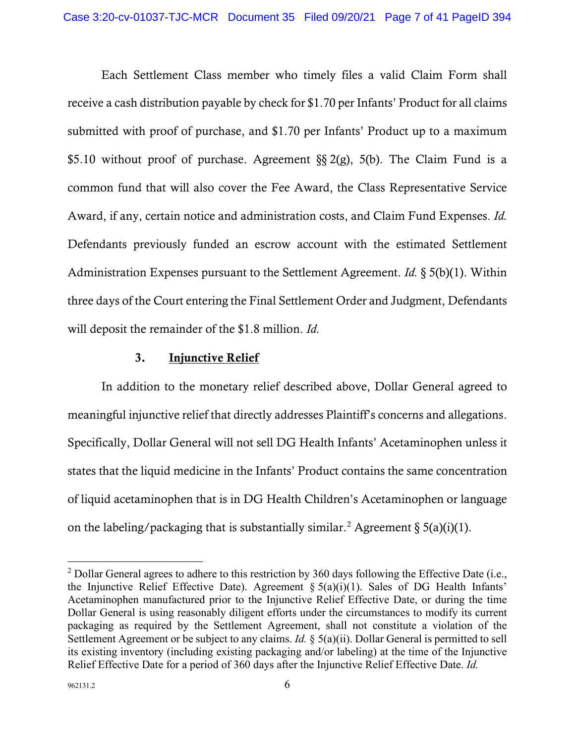Each Settlement Class member who timely files a valid Claim Form shall receive a cash distribution payable by check for $1.70 per Infants' Product for all claims submitted with proof of purchase, and $1.70 per Infants' Product up to a maximum $5.10 without proof of purchase. Agreement §§ 2(g), 5(b). The Claim Fund is a common fund that will also cover the Fee Award, the Class Representative Service Award, if any, certain notice and administration costs, and Claim Fund Expenses. *Id.* Defendants previously funded an escrow account with the estimated Settlement Administration Expenses pursuant to the Settlement Agreement. *Id.* § 5(b)(1). Within three days of the Court entering the Final Settlement Order and Judgment, Defendants will deposit the remainder of the $1.8 million. *Id.*

### 3. <u>Injunctive Relief</u>

In addition to the monetary relief described above, Dollar General agreed to meaningful injunctive relief that directly addresses Plaintiff's concerns and allegations. Specifically, Dollar General will not sell DG Health Infants' Acetaminophen unless it states that the liquid medicine in the Infants' Product contains the same concentration of liquid acetaminophen that is in DG Health Children's Acetaminophen or language on the labeling/packaging that is substantially similar.[2] Agreement § 5(a)(i)(1).

---

[2] Dollar General agrees to adhere to this restriction by 360 days following the Effective Date (i.e., the Injunctive Relief Effective Date). Agreement § 5(a)(i)(1). Sales of DG Health Infants' Acetaminophen manufactured prior to the Injunctive Relief Effective Date, or during the time Dollar General is using reasonably diligent efforts under the circumstances to modify its current packaging as required by the Settlement Agreement, shall not constitute a violation of the Settlement Agreement or be subject to any claims. *Id.* § 5(a)(ii). Dollar General is permitted to sell its existing inventory (including existing packaging and/or labeling) at the time of the Injunctive Relief Effective Date for a period of 360 days after the Injunctive Relief Effective Date. *Id.*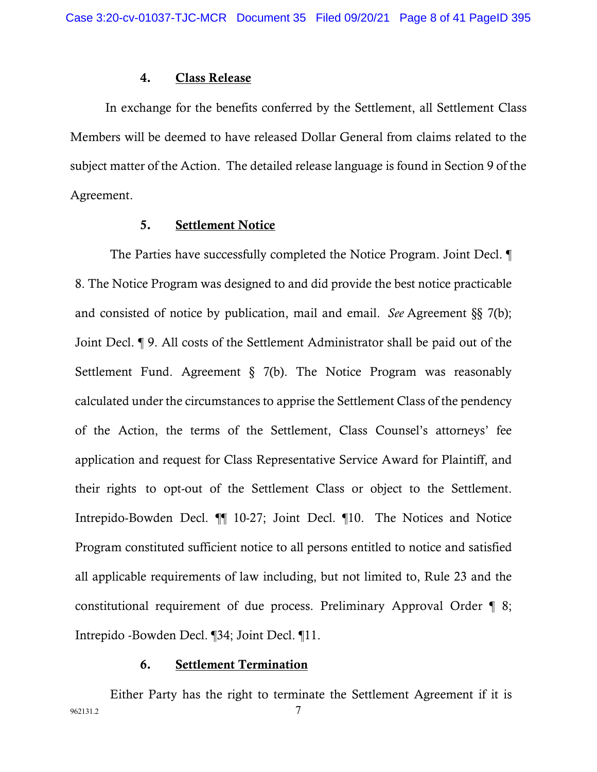#### 4. Class Release

In exchange for the benefits conferred by the Settlement, all Settlement Class Members will be deemed to have released Dollar General from claims related to the subject matter of the Action. The detailed release language is found in Section 9 of the Agreement.

#### 5. Settlement Notice

The Parties have successfully completed the Notice Program. Joint Decl. ¶ 8. The Notice Program was designed to and did provide the best notice practicable and consisted of notice by publication, mail and email. *See* Agreement §§ 7(b); Joint Decl. ¶ 9. All costs of the Settlement Administrator shall be paid out of the Settlement Fund. Agreement § 7(b). The Notice Program was reasonably calculated under the circumstances to apprise the Settlement Class of the pendency of the Action, the terms of the Settlement, Class Counsel's attorneys' fee application and request for Class Representative Service Award for Plaintiff, and their rights to opt-out of the Settlement Class or object to the Settlement. Intrepido-Bowden Decl. ¶¶ 10-27; Joint Decl. ¶10. The Notices and Notice Program constituted sufficient notice to all persons entitled to notice and satisfied all applicable requirements of law including, but not limited to, Rule 23 and the constitutional requirement of due process. Preliminary Approval Order ¶ 8; Intrepido -Bowden Decl. ¶34; Joint Decl. ¶11.

#### 6. Settlement Termination

Either Party has the right to terminate the Settlement Agreement if it is

962131.2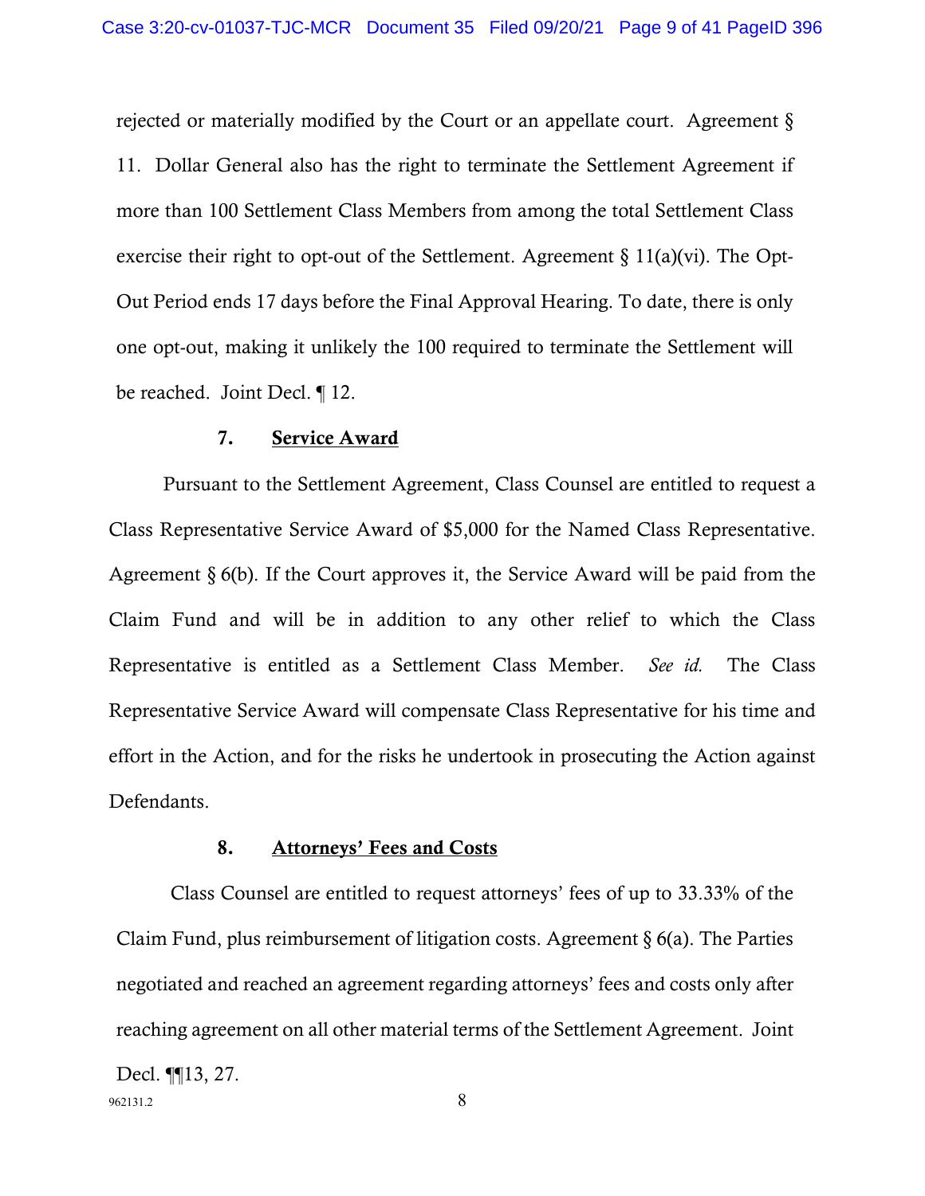rejected or materially modified by the Court or an appellate court. Agreement § 11. Dollar General also has the right to terminate the Settlement Agreement if more than 100 Settlement Class Members from among the total Settlement Class exercise their right to opt-out of the Settlement. Agreement § 11(a)(vi). The Opt-Out Period ends 17 days before the Final Approval Hearing. To date, there is only one opt-out, making it unlikely the 100 required to terminate the Settlement will be reached. Joint Decl. ¶ 12.

#### 7. Service Award

Pursuant to the Settlement Agreement, Class Counsel are entitled to request a Class Representative Service Award of $5,000 for the Named Class Representative. Agreement § 6(b). If the Court approves it, the Service Award will be paid from the Claim Fund and will be in addition to any other relief to which the Class Representative is entitled as a Settlement Class Member. *See id.* The Class Representative Service Award will compensate Class Representative for his time and effort in the Action, and for the risks he undertook in prosecuting the Action against Defendants.

#### 8. Attorneys' Fees and Costs

Class Counsel are entitled to request attorneys' fees of up to 33.33% of the Claim Fund, plus reimbursement of litigation costs. Agreement § 6(a). The Parties negotiated and reached an agreement regarding attorneys' fees and costs only after reaching agreement on all other material terms of the Settlement Agreement. Joint Decl. ¶¶13, 27.

962131.2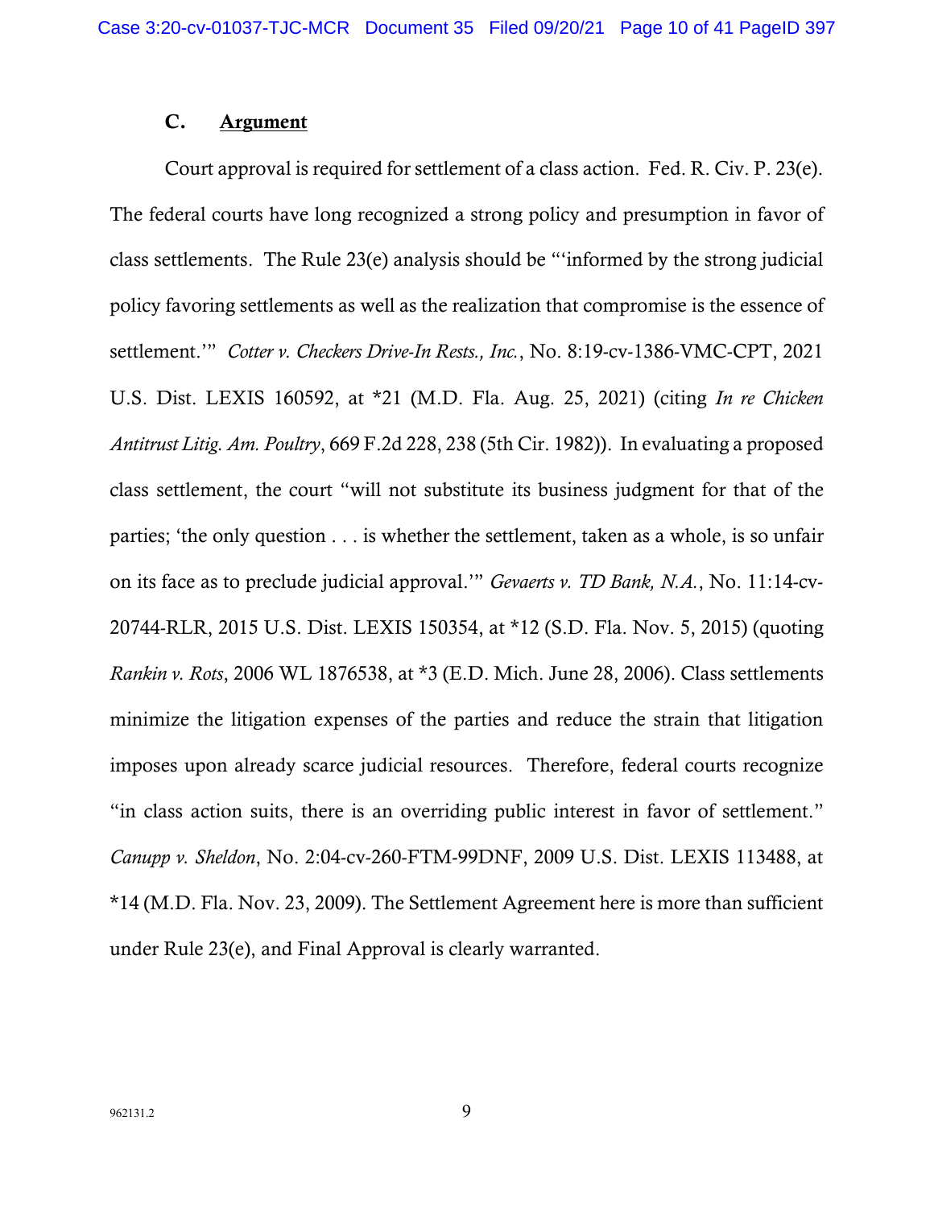### C. Argument

Court approval is required for settlement of a class action. Fed. R. Civ. P. 23(e). The federal courts have long recognized a strong policy and presumption in favor of class settlements. The Rule 23(e) analysis should be "'informed by the strong judicial policy favoring settlements as well as the realization that compromise is the essence of settlement.'" *Cotter v. Checkers Drive-In Rests., Inc.*, No. 8:19-cv-1386-VMC-CPT, 2021 U.S. Dist. LEXIS 160592, at *21 (M.D. Fla. Aug. 25, 2021) (citing *In re Chicken Antitrust Litig. Am. Poultry*, 669 F.2d 228, 238 (5th Cir. 1982)). In evaluating a proposed class settlement, the court "will not substitute its business judgment for that of the parties; 'the only question . . . is whether the settlement, taken as a whole, is so unfair on its face as to preclude judicial approval.'" *Gevaerts v. TD Bank, N.A.*, No. 11:14-cv-20744-RLR, 2015 U.S. Dist. LEXIS 150354, at *12 (S.D. Fla. Nov. 5, 2015) (quoting *Rankin v. Rots*, 2006 WL 1876538, at *3 (E.D. Mich. June 28, 2006). Class settlements minimize the litigation expenses of the parties and reduce the strain that litigation imposes upon already scarce judicial resources. Therefore, federal courts recognize "in class action suits, there is an overriding public interest in favor of settlement." *Canupp v. Sheldon*, No. 2:04-cv-260-FTM-99DNF, 2009 U.S. Dist. LEXIS 113488, at *14 (M.D. Fla. Nov. 23, 2009). The Settlement Agreement here is more than sufficient under Rule 23(e), and Final Approval is clearly warranted.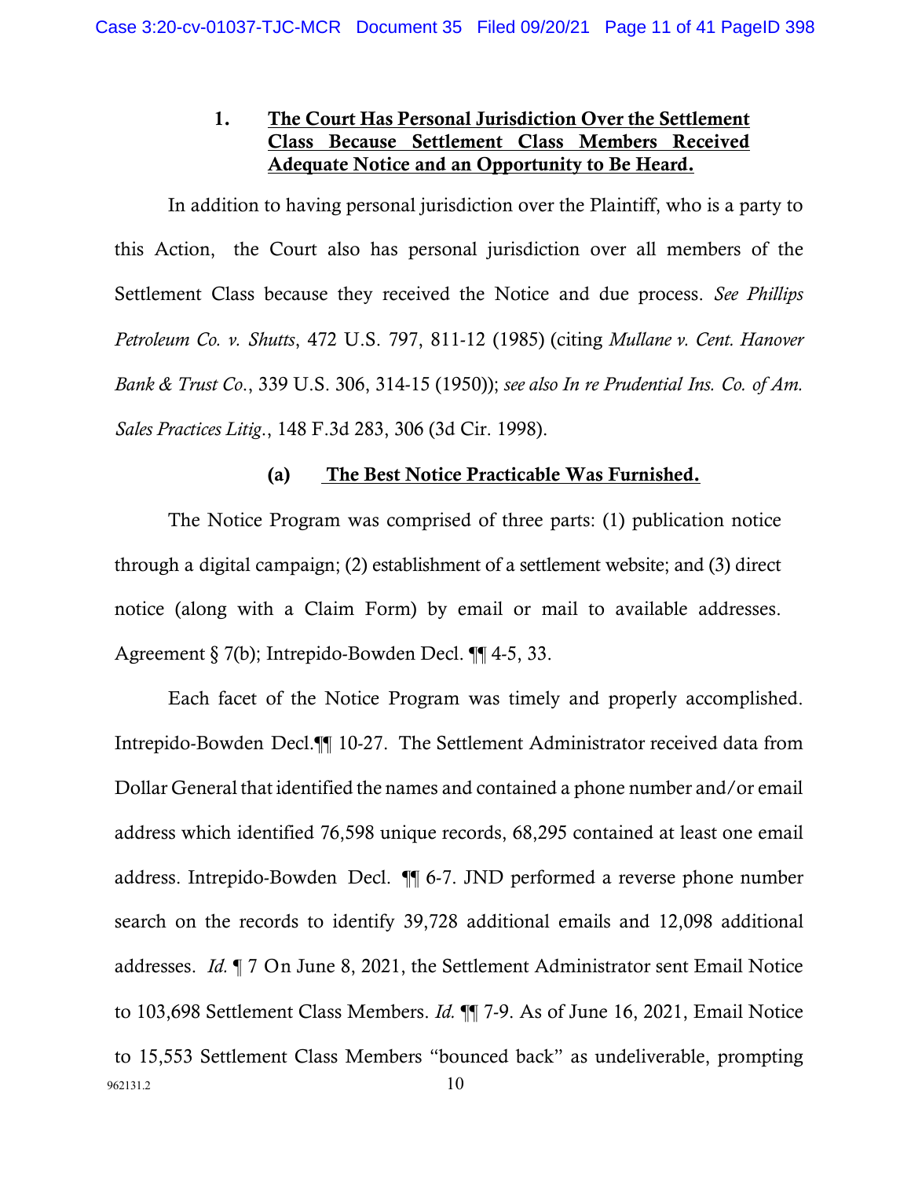### 1. <u>The Court Has Personal Jurisdiction Over the Settlement Class Because Settlement Class Members Received Adequate Notice and an Opportunity to Be Heard.</u>

In addition to having personal jurisdiction over the Plaintiff, who is a party to this Action, the Court also has personal jurisdiction over all members of the Settlement Class because they received the Notice and due process. *See Phillips Petroleum Co. v. Shutts*, 472 U.S. 797, 811-12 (1985) (citing *Mullane v. Cent. Hanover Bank & Trust Co.*, 339 U.S. 306, 314-15 (1950)); *see also In re Prudential Ins. Co. of Am. Sales Practices Litig.*, 148 F.3d 283, 306 (3d Cir. 1998).

#### (a) <u>The Best Notice Practicable Was Furnished.</u>

The Notice Program was comprised of three parts: (1) publication notice through a digital campaign; (2) establishment of a settlement website; and (3) direct notice (along with a Claim Form) by email or mail to available addresses. Agreement § 7(b); Intrepido-Bowden Decl. ¶¶ 4-5, 33.

Each facet of the Notice Program was timely and properly accomplished. Intrepido-Bowden Decl.¶¶ 10-27. The Settlement Administrator received data from Dollar General that identified the names and contained a phone number and/or email address which identified 76,598 unique records, 68,295 contained at least one email address. Intrepido-Bowden Decl. ¶¶ 6-7. JND performed a reverse phone number search on the records to identify 39,728 additional emails and 12,098 additional addresses. *Id.* ¶ 7 On June 8, 2021, the Settlement Administrator sent Email Notice to 103,698 Settlement Class Members. *Id.* ¶¶ 7-9. As of June 16, 2021, Email Notice to 15,553 Settlement Class Members "bounced back" as undeliverable, prompting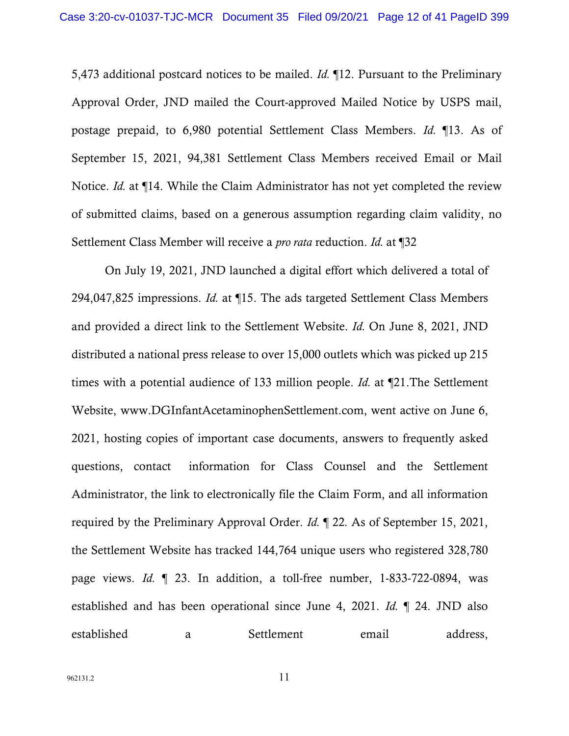5,473 additional postcard notices to be mailed. *Id.* ¶12. Pursuant to the Preliminary Approval Order, JND mailed the Court-approved Mailed Notice by USPS mail, postage prepaid, to 6,980 potential Settlement Class Members. *Id.* ¶13. As of September 15, 2021, 94,381 Settlement Class Members received Email or Mail Notice. *Id.* at ¶14. While the Claim Administrator has not yet completed the review of submitted claims, based on a generous assumption regarding claim validity, no Settlement Class Member will receive a *pro rata* reduction. *Id.* at ¶32

On July 19, 2021, JND launched a digital effort which delivered a total of 294,047,825 impressions. *Id.* at ¶15. The ads targeted Settlement Class Members and provided a direct link to the Settlement Website. *Id.* On June 8, 2021, JND distributed a national press release to over 15,000 outlets which was picked up 215 times with a potential audience of 133 million people. *Id.* at ¶21.The Settlement Website, www.DGInfantAcetaminophenSettlement.com, went active on June 6, 2021, hosting copies of important case documents, answers to frequently asked questions, contact information for Class Counsel and the Settlement Administrator, the link to electronically file the Claim Form, and all information required by the Preliminary Approval Order. *Id.* ¶ 22. As of September 15, 2021, the Settlement Website has tracked 144,764 unique users who registered 328,780 page views. *Id.* ¶ 23. In addition, a toll-free number, 1-833-722-0894, was established and has been operational since June 4, 2021. *Id.* ¶ 24. JND also established a Settlement email address,

962131.2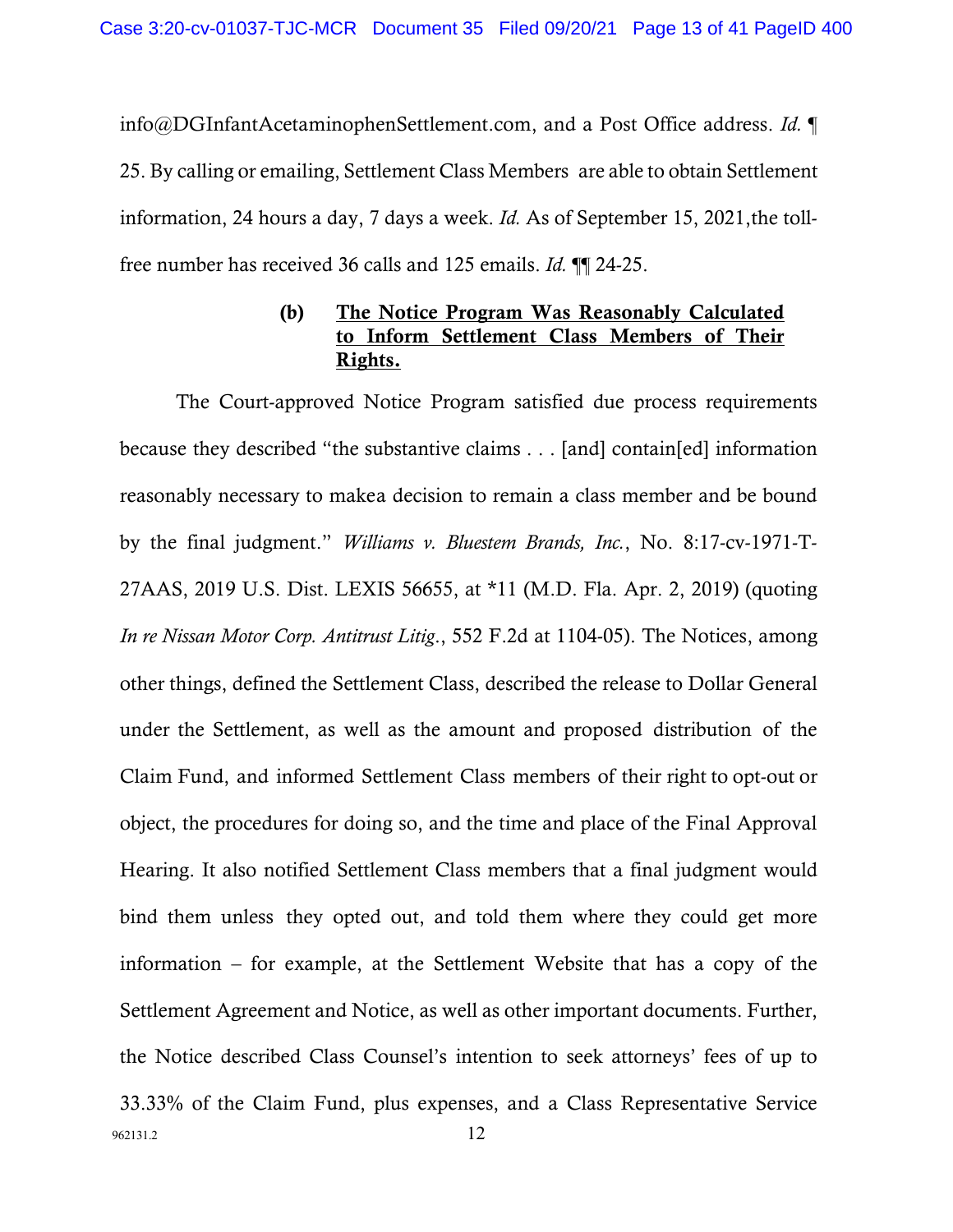info@DGInfantAcetaminophenSettlement.com, and a Post Office address. *Id.* ¶ 25. By calling or emailing, Settlement Class Members are able to obtain Settlement information, 24 hours a day, 7 days a week. *Id.* As of September 15, 2021,the toll-free number has received 36 calls and 125 emails. *Id.* ¶¶ 24-25.

**(b) <u>The Notice Program Was Reasonably Calculated to Inform Settlement Class Members of Their Rights.</u>**

The Court-approved Notice Program satisfied due process requirements because they described "the substantive claims . . . [and] contain[ed] information reasonably necessary to makea decision to remain a class member and be bound by the final judgment." *Williams v. Bluestem Brands, Inc.*, No. 8:17-cv-1971-T-27AAS, 2019 U.S. Dist. LEXIS 56655, at *11 (M.D. Fla. Apr. 2, 2019) (quoting *In re Nissan Motor Corp. Antitrust Litig*., 552 F.2d at 1104-05). The Notices, among other things, defined the Settlement Class, described the release to Dollar General under the Settlement, as well as the amount and proposed distribution of the Claim Fund, and informed Settlement Class members of their right to opt-out or object, the procedures for doing so, and the time and place of the Final Approval Hearing. It also notified Settlement Class members that a final judgment would bind them unless they opted out, and told them where they could get more information – for example, at the Settlement Website that has a copy of the Settlement Agreement and Notice, as well as other important documents. Further, the Notice described Class Counsel's intention to seek attorneys' fees of up to 33.33% of the Claim Fund, plus expenses, and a Class Representative Service

962131.2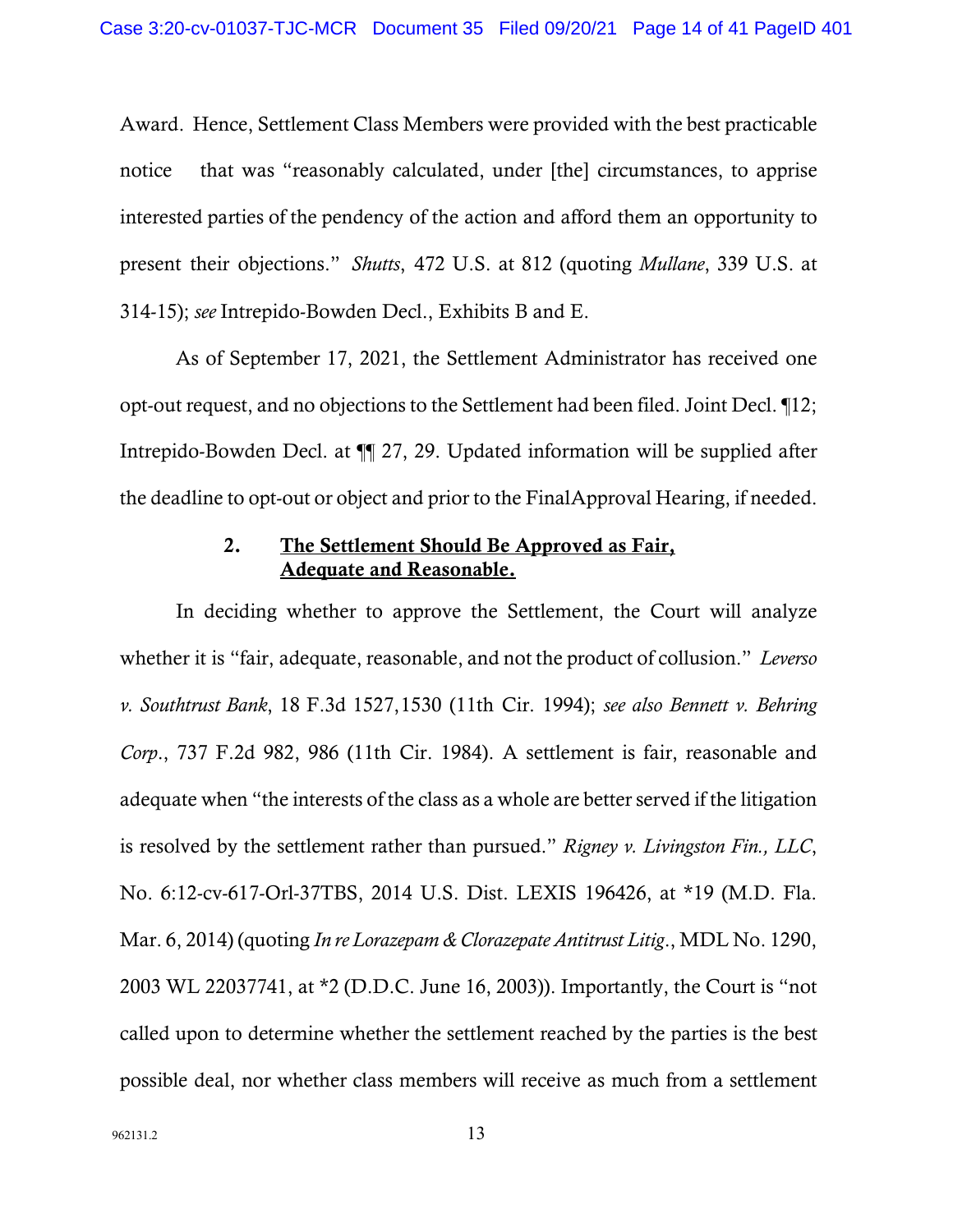Award. Hence, Settlement Class Members were provided with the best practicable notice that was "reasonably calculated, under [the] circumstances, to apprise interested parties of the pendency of the action and afford them an opportunity to present their objections." *Shutts*, 472 U.S. at 812 (quoting *Mullane*, 339 U.S. at 314-15); *see* Intrepido-Bowden Decl., Exhibits B and E.

As of September 17, 2021, the Settlement Administrator has received one opt-out request, and no objections to the Settlement had been filed. Joint Decl. ¶12; Intrepido-Bowden Decl. at ¶¶ 27, 29. Updated information will be supplied after the deadline to opt-out or object and prior to the FinalApproval Hearing, if needed.

### 2. **The Settlement Should Be Approved as Fair, Adequate and Reasonable.**

In deciding whether to approve the Settlement, the Court will analyze whether it is "fair, adequate, reasonable, and not the product of collusion." *Leverso v. Southtrust Bank*, 18 F.3d 1527,1530 (11th Cir. 1994); *see also Bennett v. Behring Corp.*, 737 F.2d 982, 986 (11th Cir. 1984). A settlement is fair, reasonable and adequate when "the interests of the class as a whole are better served if the litigation is resolved by the settlement rather than pursued." *Rigney v. Livingston Fin., LLC*, No. 6:12-cv-617-Orl-37TBS, 2014 U.S. Dist. LEXIS 196426, at *19 (M.D. Fla. Mar. 6, 2014) (quoting *In re Lorazepam & Clorazepate Antitrust Litig.*, MDL No. 1290, 2003 WL 22037741, at *2 (D.D.C. June 16, 2003)). Importantly, the Court is "not called upon to determine whether the settlement reached by the parties is the best possible deal, nor whether class members will receive as much from a settlement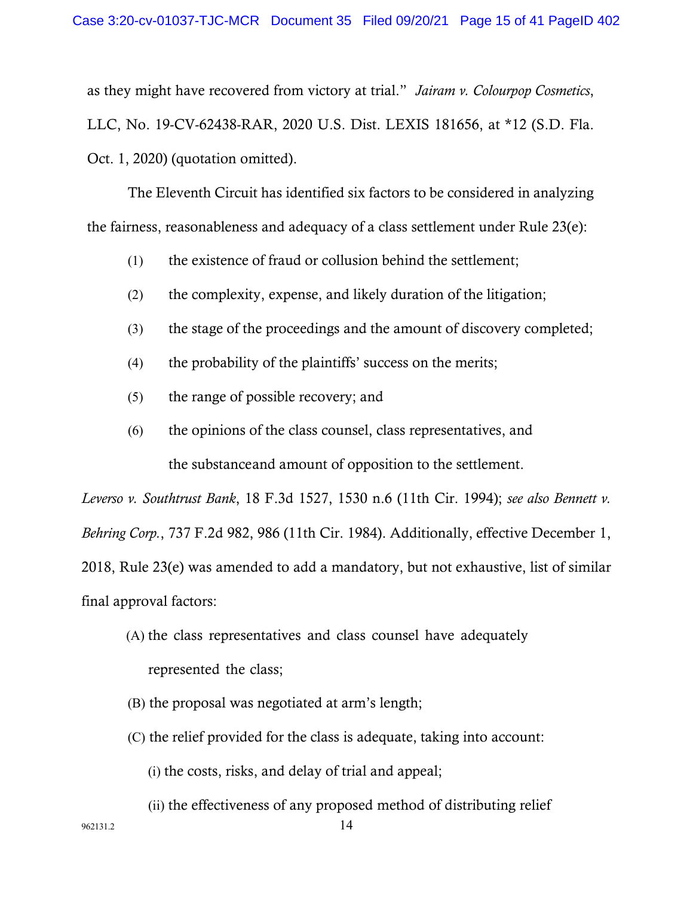as they might have recovered from victory at trial." *Jairam v. Colourpop Cosmetics*, LLC, No. 19-CV-62438-RAR, 2020 U.S. Dist. LEXIS 181656, at *12 (S.D. Fla. Oct. 1, 2020) (quotation omitted).

The Eleventh Circuit has identified six factors to be considered in analyzing the fairness, reasonableness and adequacy of a class settlement under Rule 23(e):

(1) the existence of fraud or collusion behind the settlement;

(2) the complexity, expense, and likely duration of the litigation;

(3) the stage of the proceedings and the amount of discovery completed;

(4) the probability of the plaintiffs' success on the merits;

(5) the range of possible recovery; and

(6) the opinions of the class counsel, class representatives, and the substanceand amount of opposition to the settlement.

*Leverso v. Southtrust Bank*, 18 F.3d 1527, 1530 n.6 (11th Cir. 1994); *see also Bennett v. Behring Corp.*, 737 F.2d 982, 986 (11th Cir. 1984). Additionally, effective December 1, 2018, Rule 23(e) was amended to add a mandatory, but not exhaustive, list of similar final approval factors:

(A) the class representatives and class counsel have adequately represented the class;

(B) the proposal was negotiated at arm's length;

(C) the relief provided for the class is adequate, taking into account:

(i) the costs, risks, and delay of trial and appeal;

(ii) the effectiveness of any proposed method of distributing relief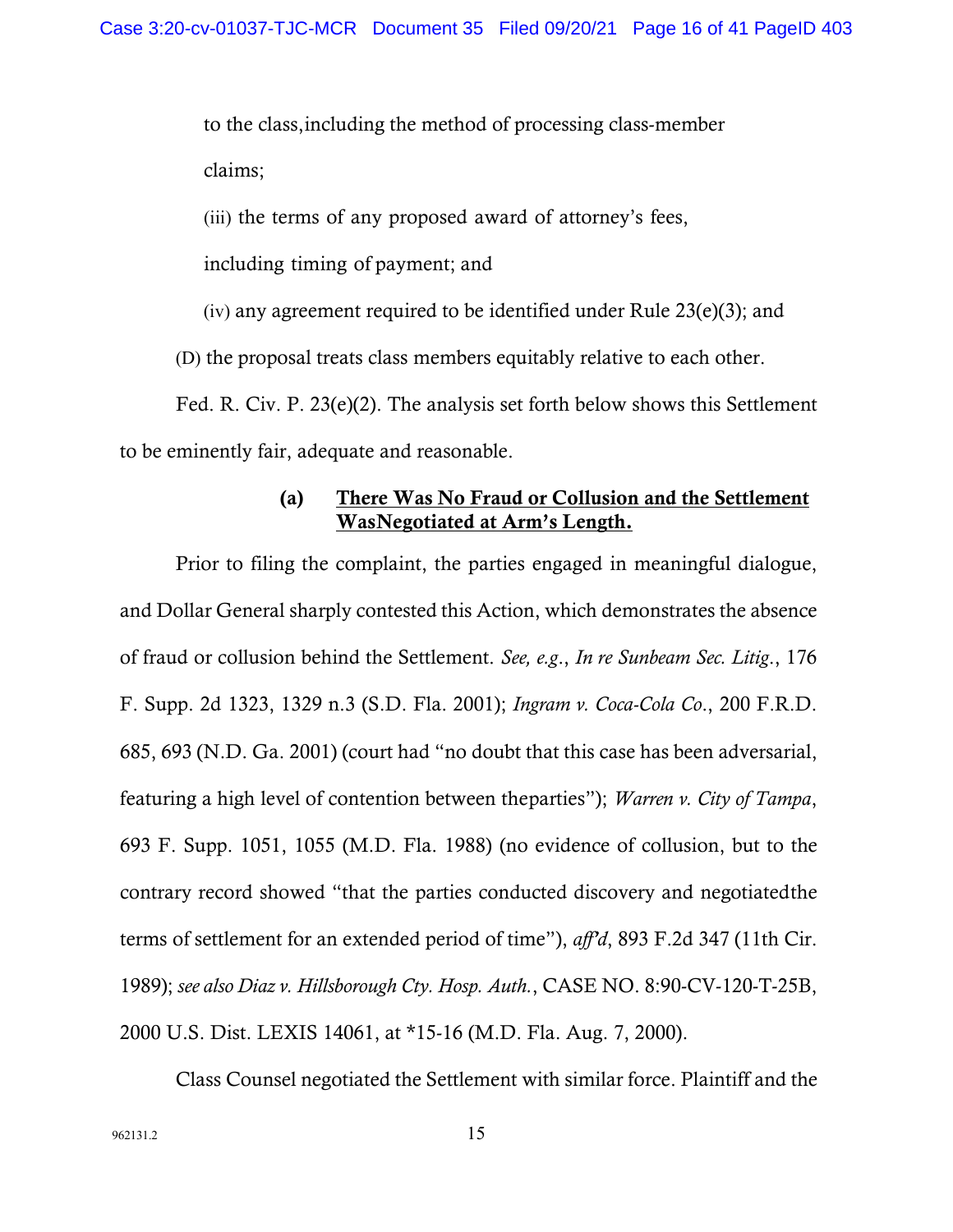to the class,including the method of processing class-member claims;

(iii) the terms of any proposed award of attorney's fees, including timing of payment; and

(iv) any agreement required to be identified under Rule 23(e)(3); and

(D) the proposal treats class members equitably relative to each other.

Fed. R. Civ. P. 23(e)(2). The analysis set forth below shows this Settlement to be eminently fair, adequate and reasonable.

#### (a) <u>There Was No Fraud or Collusion and the Settlement WasNegotiated at Arm's Length.</u>

Prior to filing the complaint, the parties engaged in meaningful dialogue, and Dollar General sharply contested this Action, which demonstrates the absence of fraud or collusion behind the Settlement. *See, e.g*., *In re Sunbeam Sec. Litig*., 176 F. Supp. 2d 1323, 1329 n.3 (S.D. Fla. 2001); *Ingram v. Coca-Cola Co*., 200 F.R.D. 685, 693 (N.D. Ga. 2001) (court had "no doubt that this case has been adversarial, featuring a high level of contention between theparties"); *Warren v. City of Tampa*, 693 F. Supp. 1051, 1055 (M.D. Fla. 1988) (no evidence of collusion, but to the contrary record showed "that the parties conducted discovery and negotiatedthe terms of settlement for an extended period of time"), *aff'd*, 893 F.2d 347 (11th Cir. 1989); *see also Diaz v. Hillsborough Cty. Hosp. Auth.*, CASE NO. 8:90-CV-120-T-25B, 2000 U.S. Dist. LEXIS 14061, at *15-16 (M.D. Fla. Aug. 7, 2000).

Class Counsel negotiated the Settlement with similar force. Plaintiff and the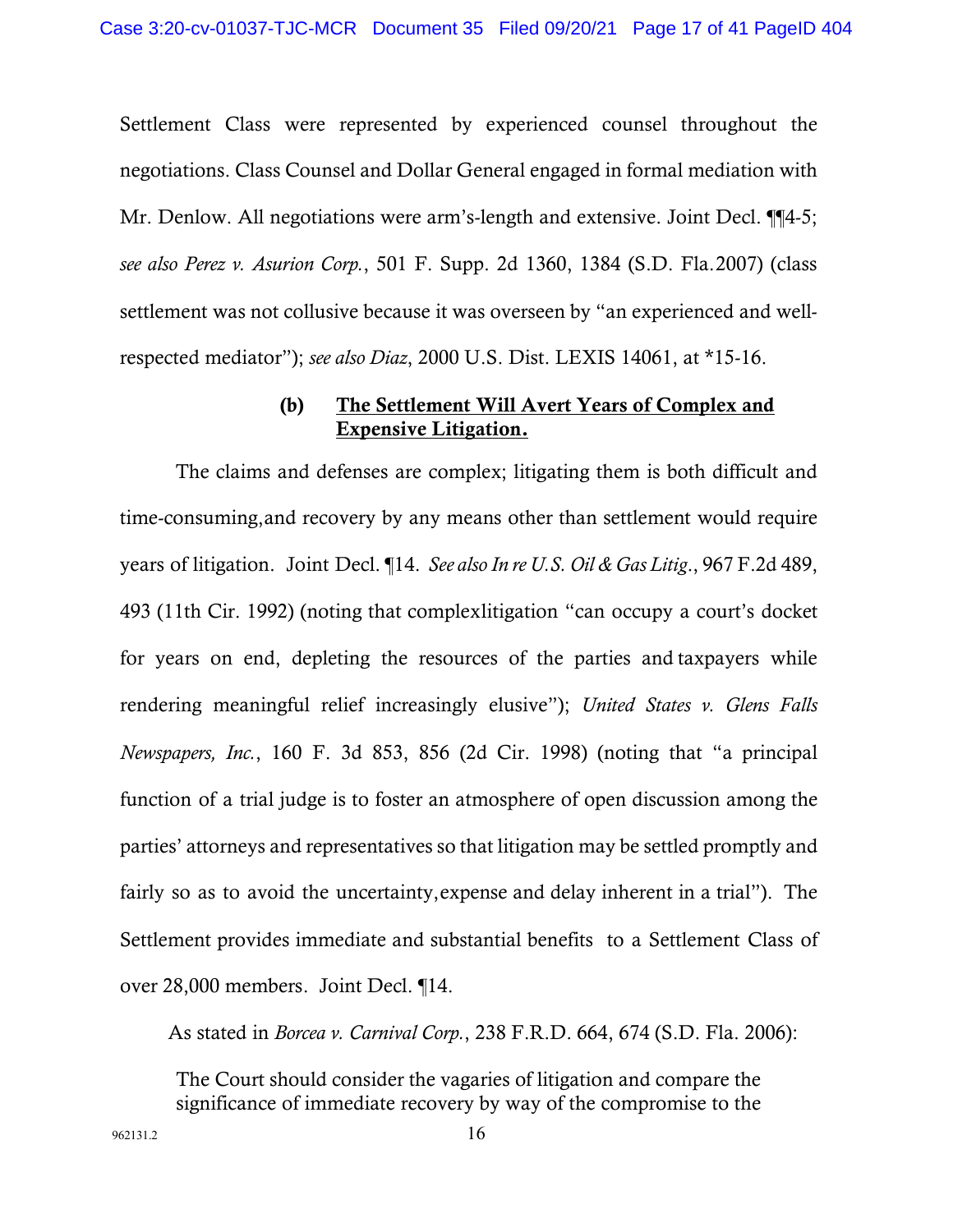Settlement Class were represented by experienced counsel throughout the negotiations. Class Counsel and Dollar General engaged in formal mediation with Mr. Denlow. All negotiations were arm's-length and extensive. Joint Decl. ¶¶4-5; *see also Perez v. Asurion Corp.*, 501 F. Supp. 2d 1360, 1384 (S.D. Fla.2007) (class settlement was not collusive because it was overseen by "an experienced and well-respected mediator"); *see also Diaz*, 2000 U.S. Dist. LEXIS 14061, at *15-16.

#### (b) <u>The Settlement Will Avert Years of Complex and Expensive Litigation.</u>

The claims and defenses are complex; litigating them is both difficult and time-consuming,and recovery by any means other than settlement would require years of litigation. Joint Decl. ¶14. *See also In re U.S. Oil & Gas Litig.*, 967 F.2d 489, 493 (11th Cir. 1992) (noting that complexlitigation "can occupy a court's docket for years on end, depleting the resources of the parties and taxpayers while rendering meaningful relief increasingly elusive"); *United States v. Glens Falls Newspapers, Inc.*, 160 F. 3d 853, 856 (2d Cir. 1998) (noting that "a principal function of a trial judge is to foster an atmosphere of open discussion among the parties' attorneys and representatives so that litigation may be settled promptly and fairly so as to avoid the uncertainty,expense and delay inherent in a trial"). The Settlement provides immediate and substantial benefits to a Settlement Class of over 28,000 members. Joint Decl. ¶14.

As stated in *Borcea v. Carnival Corp.*, 238 F.R.D. 664, 674 (S.D. Fla. 2006):

> The Court should consider the vagaries of litigation and compare the significance of immediate recovery by way of the compromise to the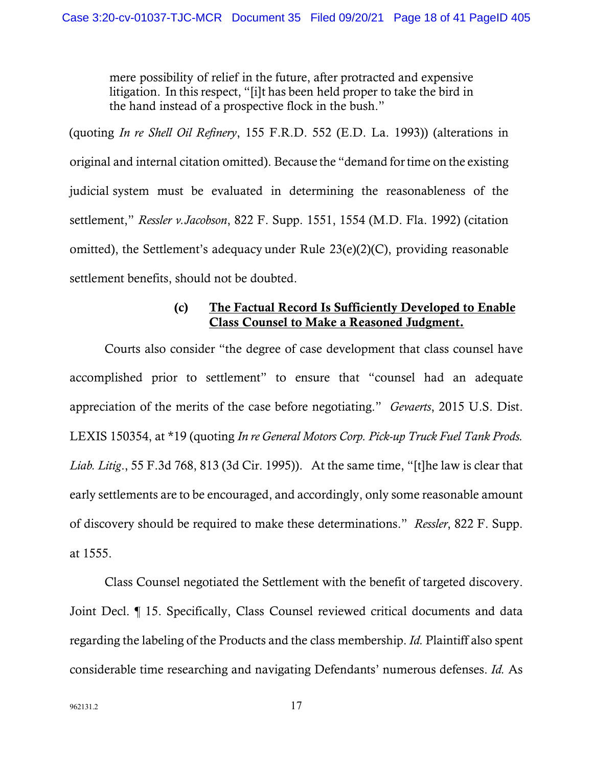> mere possibility of relief in the future, after protracted and expensive litigation. In this respect, "[i]t has been held proper to take the bird in the hand instead of a prospective flock in the bush."

(quoting *In re Shell Oil Refinery*, 155 F.R.D. 552 (E.D. La. 1993)) (alterations in original and internal citation omitted). Because the "demand for time on the existing judicial system must be evaluated in determining the reasonableness of the settlement," *Ressler v. Jacobson*, 822 F. Supp. 1551, 1554 (M.D. Fla. 1992) (citation omitted), the Settlement's adequacy under Rule 23(e)(2)(C), providing reasonable settlement benefits, should not be doubted.

#### (c) <u>The Factual Record Is Sufficiently Developed to Enable Class Counsel to Make a Reasoned Judgment.</u>

Courts also consider "the degree of case development that class counsel have accomplished prior to settlement" to ensure that "counsel had an adequate appreciation of the merits of the case before negotiating." *Gevaerts*, 2015 U.S. Dist. LEXIS 150354, at *19 (quoting *In re General Motors Corp. Pick-up Truck Fuel Tank Prods. Liab. Litig.*, 55 F.3d 768, 813 (3d Cir. 1995)). At the same time, "[t]he law is clear that early settlements are to be encouraged, and accordingly, only some reasonable amount of discovery should be required to make these determinations." *Ressler*, 822 F. Supp. at 1555.

Class Counsel negotiated the Settlement with the benefit of targeted discovery. Joint Decl. ¶ 15. Specifically, Class Counsel reviewed critical documents and data regarding the labeling of the Products and the class membership. *Id.* Plaintiff also spent considerable time researching and navigating Defendants' numerous defenses. *Id.* As

962131.2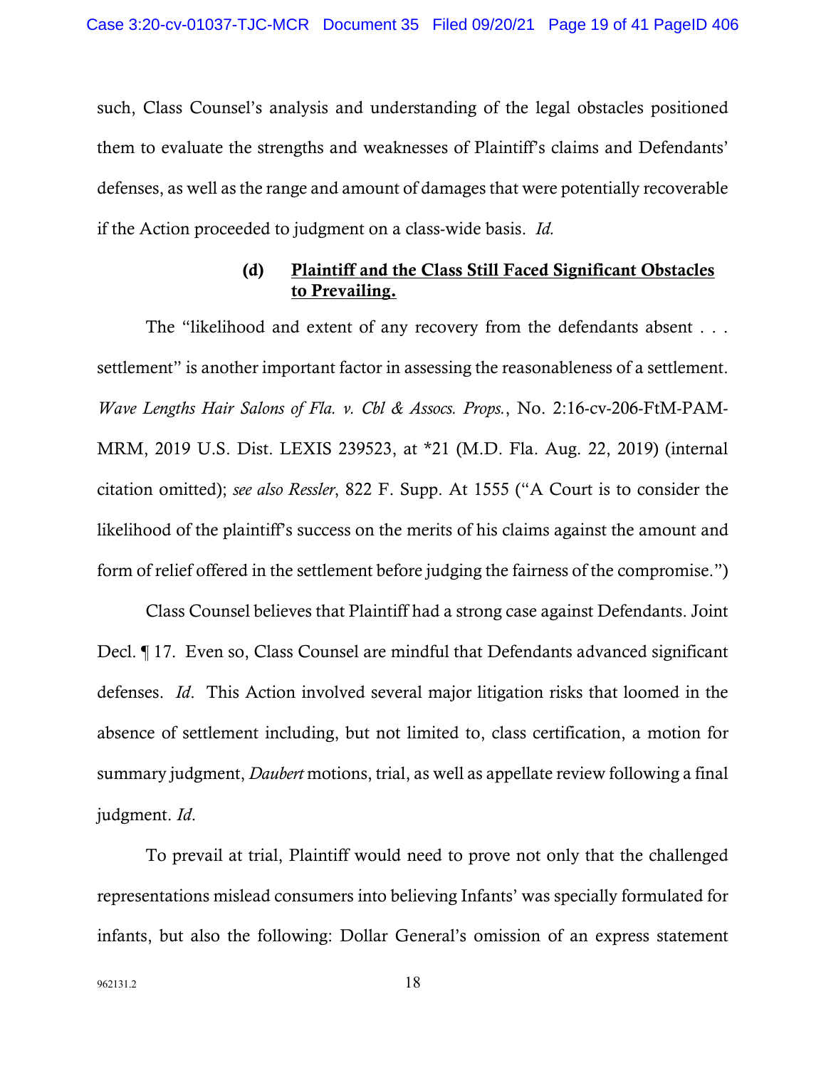such, Class Counsel's analysis and understanding of the legal obstacles positioned them to evaluate the strengths and weaknesses of Plaintiff's claims and Defendants' defenses, as well as the range and amount of damages that were potentially recoverable if the Action proceeded to judgment on a class-wide basis. *Id.*

#### (d) Plaintiff and the Class Still Faced Significant Obstacles to Prevailing.

The "likelihood and extent of any recovery from the defendants absent . . . settlement" is another important factor in assessing the reasonableness of a settlement. *Wave Lengths Hair Salons of Fla. v. Cbl & Assocs. Props.*, No. 2:16-cv-206-FtM-PAM-MRM, 2019 U.S. Dist. LEXIS 239523, at *21 (M.D. Fla. Aug. 22, 2019) (internal citation omitted); *see also Ressler*, 822 F. Supp. At 1555 ("A Court is to consider the likelihood of the plaintiff's success on the merits of his claims against the amount and form of relief offered in the settlement before judging the fairness of the compromise.")

Class Counsel believes that Plaintiff had a strong case against Defendants. Joint Decl. ¶ 17. Even so, Class Counsel are mindful that Defendants advanced significant defenses. *Id*. This Action involved several major litigation risks that loomed in the absence of settlement including, but not limited to, class certification, a motion for summary judgment, *Daubert* motions, trial, as well as appellate review following a final judgment. *Id*.

To prevail at trial, Plaintiff would need to prove not only that the challenged representations mislead consumers into believing Infants' was specially formulated for infants, but also the following: Dollar General's omission of an express statement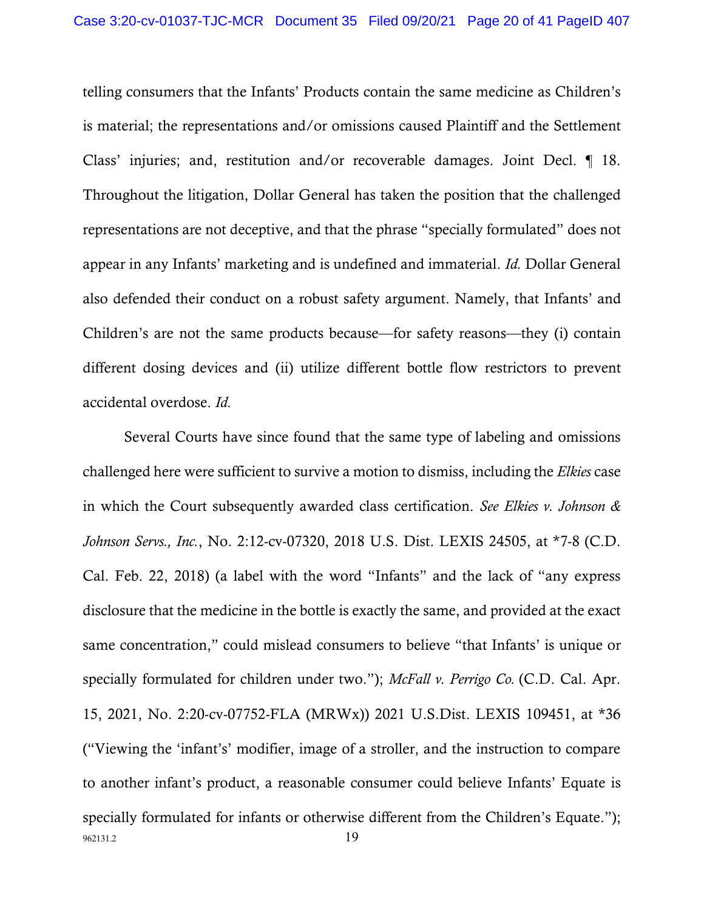telling consumers that the Infants' Products contain the same medicine as Children's is material; the representations and/or omissions caused Plaintiff and the Settlement Class' injuries; and, restitution and/or recoverable damages. Joint Decl. ¶ 18. Throughout the litigation, Dollar General has taken the position that the challenged representations are not deceptive, and that the phrase "specially formulated" does not appear in any Infants' marketing and is undefined and immaterial. *Id.* Dollar General also defended their conduct on a robust safety argument. Namely, that Infants' and Children's are not the same products because—for safety reasons—they (i) contain different dosing devices and (ii) utilize different bottle flow restrictors to prevent accidental overdose. *Id.*

Several Courts have since found that the same type of labeling and omissions challenged here were sufficient to survive a motion to dismiss, including the *Elkies* case in which the Court subsequently awarded class certification. *See Elkies v. Johnson & Johnson Servs., Inc.*, No. 2:12-cv-07320, 2018 U.S. Dist. LEXIS 24505, at *7-8 (C.D. Cal. Feb. 22, 2018) (a label with the word "Infants" and the lack of "any express disclosure that the medicine in the bottle is exactly the same, and provided at the exact same concentration," could mislead consumers to believe "that Infants' is unique or specially formulated for children under two."); *McFall v. Perrigo Co.* (C.D. Cal. Apr. 15, 2021, No. 2:20-cv-07752-FLA (MRWx)) 2021 U.S.Dist. LEXIS 109451, at *36 ("Viewing the 'infant's' modifier, image of a stroller, and the instruction to compare to another infant's product, a reasonable consumer could believe Infants' Equate is specially formulated for infants or otherwise different from the Children's Equate.");

962131.2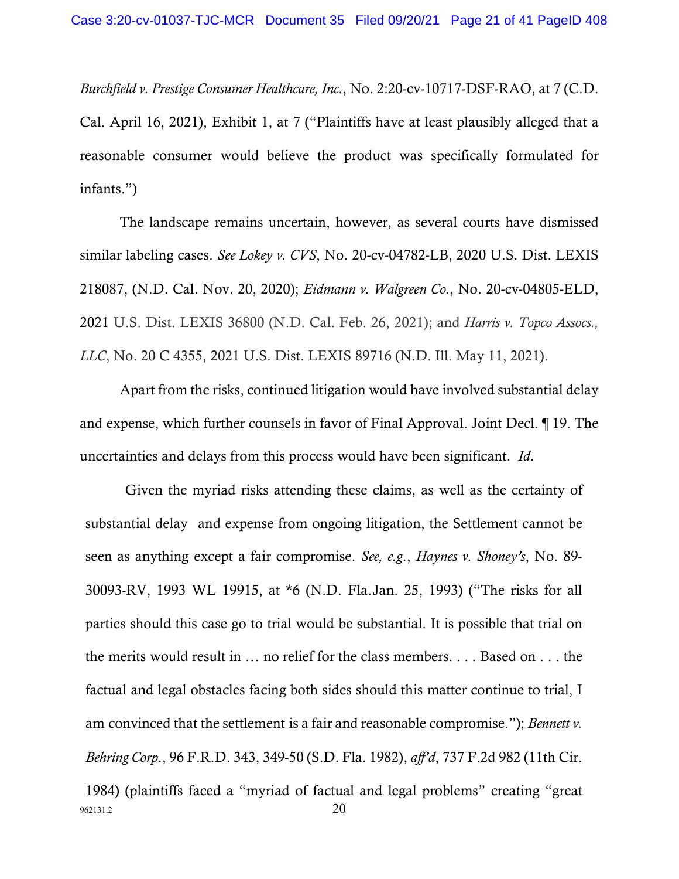*Burchfield v. Prestige Consumer Healthcare, Inc.*, No. 2:20-cv-10717-DSF-RAO, at 7 (C.D. Cal. April 16, 2021), Exhibit 1, at 7 ("Plaintiffs have at least plausibly alleged that a reasonable consumer would believe the product was specifically formulated for infants.")

The landscape remains uncertain, however, as several courts have dismissed similar labeling cases. *See Lokey v. CVS*, No. 20-cv-04782-LB, 2020 U.S. Dist. LEXIS 218087, (N.D. Cal. Nov. 20, 2020); *Eidmann v. Walgreen Co.*, No. 20-cv-04805-ELD, 2021 U.S. Dist. LEXIS 36800 (N.D. Cal. Feb. 26, 2021); and *Harris v. Topco Assocs., LLC*, No. 20 C 4355, 2021 U.S. Dist. LEXIS 89716 (N.D. Ill. May 11, 2021).

Apart from the risks, continued litigation would have involved substantial delay and expense, which further counsels in favor of Final Approval. Joint Decl. ¶ 19. The uncertainties and delays from this process would have been significant. *Id*.

Given the myriad risks attending these claims, as well as the certainty of substantial delay and expense from ongoing litigation, the Settlement cannot be seen as anything except a fair compromise. *See, e.g.*, *Haynes v. Shoney's*, No. 89-30093-RV, 1993 WL 19915, at *6 (N.D. Fla. Jan. 25, 1993) ("The risks for all parties should this case go to trial would be substantial. It is possible that trial on the merits would result in … no relief for the class members. . . . Based on . . . the factual and legal obstacles facing both sides should this matter continue to trial, I am convinced that the settlement is a fair and reasonable compromise."); *Bennett v. Behring Corp.*, 96 F.R.D. 343, 349-50 (S.D. Fla. 1982), *aff'd*, 737 F.2d 982 (11th Cir. 1984) (plaintiffs faced a "myriad of factual and legal problems" creating "great

962131.2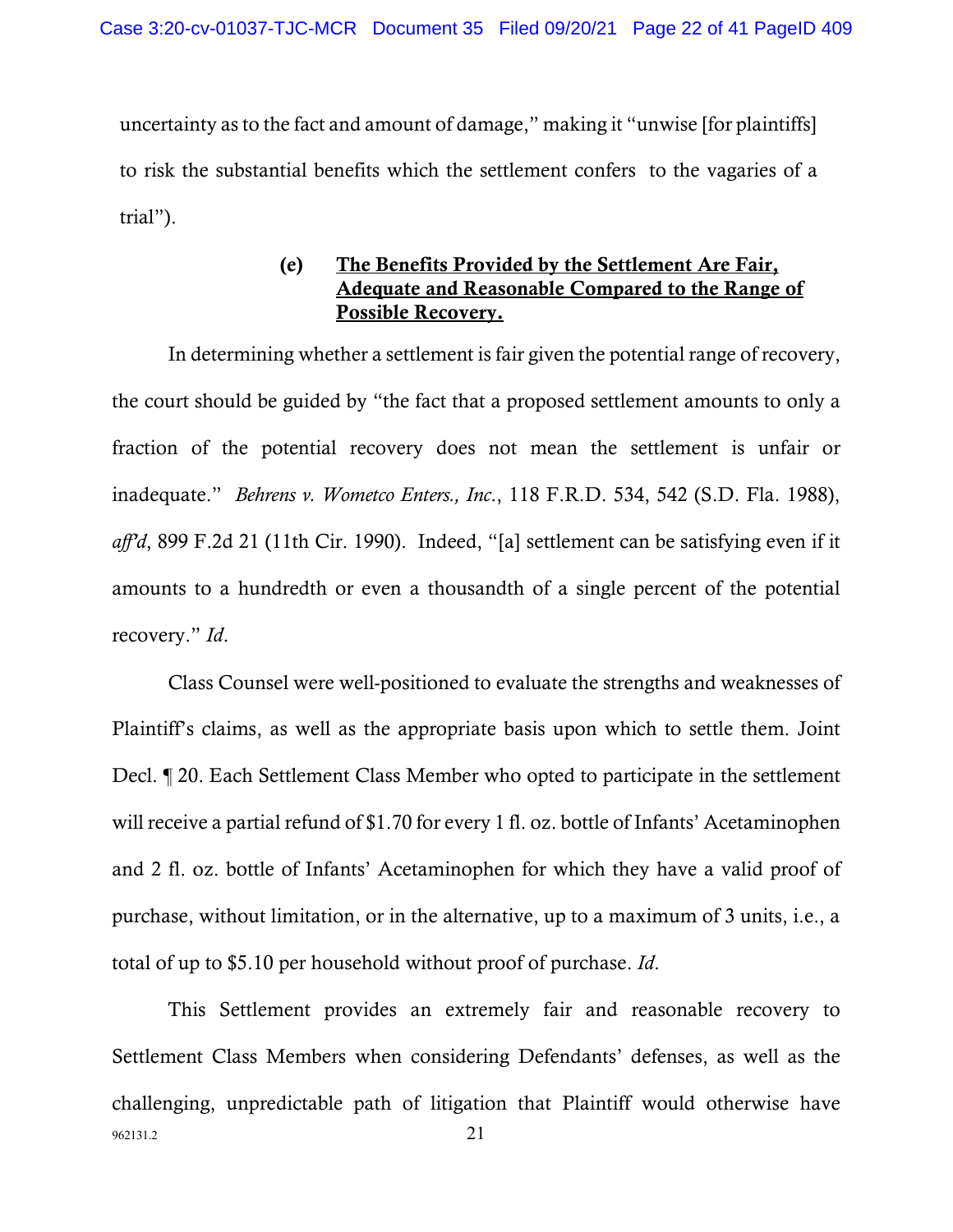uncertainty as to the fact and amount of damage," making it "unwise [for plaintiffs] to risk the substantial benefits which the settlement confers to the vagaries of a trial").

#### (e) <u>The Benefits Provided by the Settlement Are Fair, Adequate and Reasonable Compared to the Range of Possible Recovery.</u>

In determining whether a settlement is fair given the potential range of recovery, the court should be guided by "the fact that a proposed settlement amounts to only a fraction of the potential recovery does not mean the settlement is unfair or inadequate." *Behrens v. Wometco Enters., Inc.*, 118 F.R.D. 534, 542 (S.D. Fla. 1988), *aff'd*, 899 F.2d 21 (11th Cir. 1990). Indeed, "[a] settlement can be satisfying even if it amounts to a hundredth or even a thousandth of a single percent of the potential recovery." *Id*.

Class Counsel were well-positioned to evaluate the strengths and weaknesses of Plaintiff's claims, as well as the appropriate basis upon which to settle them. Joint Decl. ¶ 20. Each Settlement Class Member who opted to participate in the settlement will receive a partial refund of $1.70 for every 1 fl. oz. bottle of Infants' Acetaminophen and 2 fl. oz. bottle of Infants' Acetaminophen for which they have a valid proof of purchase, without limitation, or in the alternative, up to a maximum of 3 units, i.e., a total of up to $5.10 per household without proof of purchase. *Id*.

This Settlement provides an extremely fair and reasonable recovery to Settlement Class Members when considering Defendants' defenses, as well as the challenging, unpredictable path of litigation that Plaintiff would otherwise have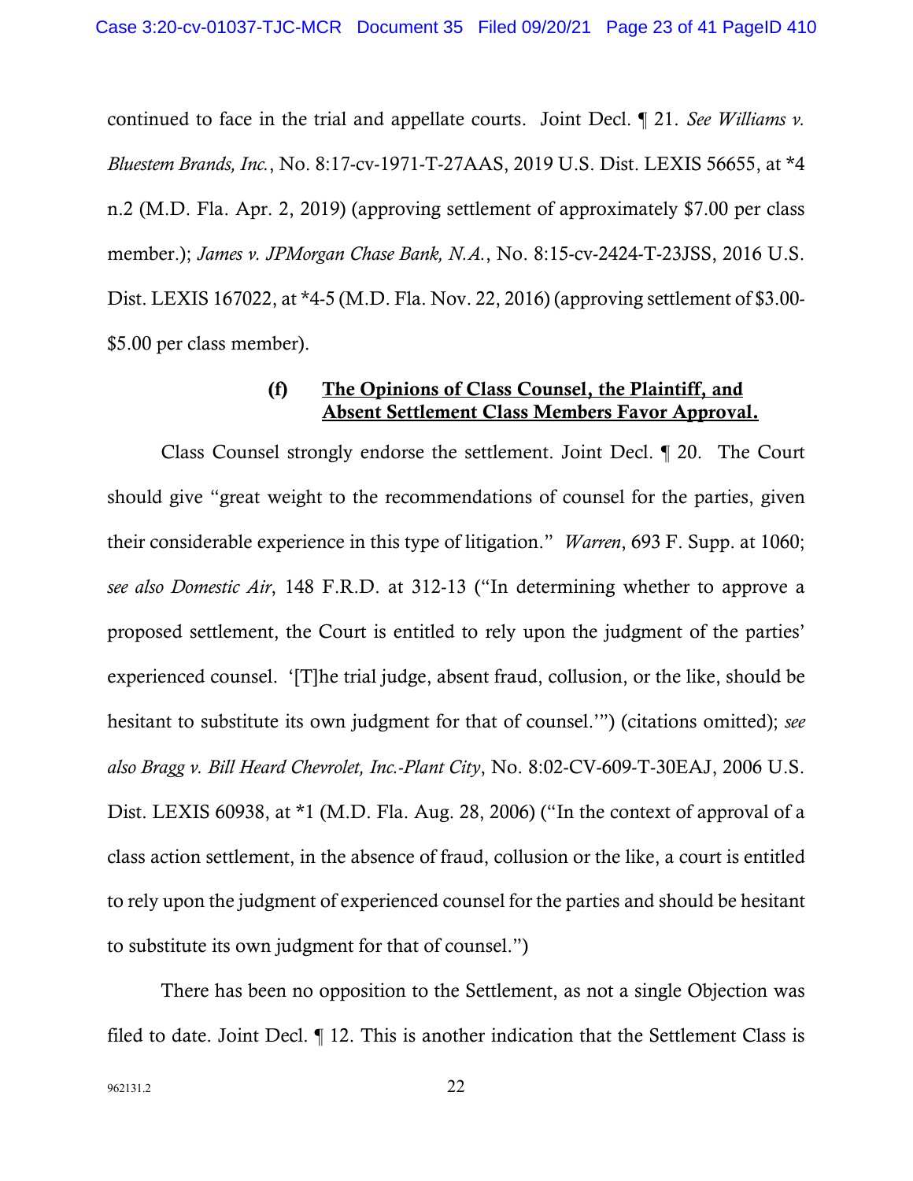continued to face in the trial and appellate courts. Joint Decl. ¶ 21. *See Williams v. Bluestem Brands, Inc.*, No. 8:17-cv-1971-T-27AAS, 2019 U.S. Dist. LEXIS 56655, at *4 n.2 (M.D. Fla. Apr. 2, 2019) (approving settlement of approximately $7.00 per class member.); *James v. JPMorgan Chase Bank, N.A.*, No. 8:15-cv-2424-T-23JSS, 2016 U.S. Dist. LEXIS 167022, at *4-5 (M.D. Fla. Nov. 22, 2016) (approving settlement of $3.00-$5.00 per class member).

**(f) <u>The Opinions of Class Counsel, the Plaintiff, and Absent Settlement Class Members Favor Approval.</u>**

Class Counsel strongly endorse the settlement. Joint Decl. ¶ 20. The Court should give "great weight to the recommendations of counsel for the parties, given their considerable experience in this type of litigation." *Warren*, 693 F. Supp. at 1060; *see also Domestic Air*, 148 F.R.D. at 312-13 ("In determining whether to approve a proposed settlement, the Court is entitled to rely upon the judgment of the parties' experienced counsel. '[T]he trial judge, absent fraud, collusion, or the like, should be hesitant to substitute its own judgment for that of counsel.'") (citations omitted); *see also Bragg v. Bill Heard Chevrolet, Inc.-Plant City*, No. 8:02-CV-609-T-30EAJ, 2006 U.S. Dist. LEXIS 60938, at *1 (M.D. Fla. Aug. 28, 2006) ("In the context of approval of a class action settlement, in the absence of fraud, collusion or the like, a court is entitled to rely upon the judgment of experienced counsel for the parties and should be hesitant to substitute its own judgment for that of counsel.")

There has been no opposition to the Settlement, as not a single Objection was filed to date. Joint Decl. ¶ 12. This is another indication that the Settlement Class is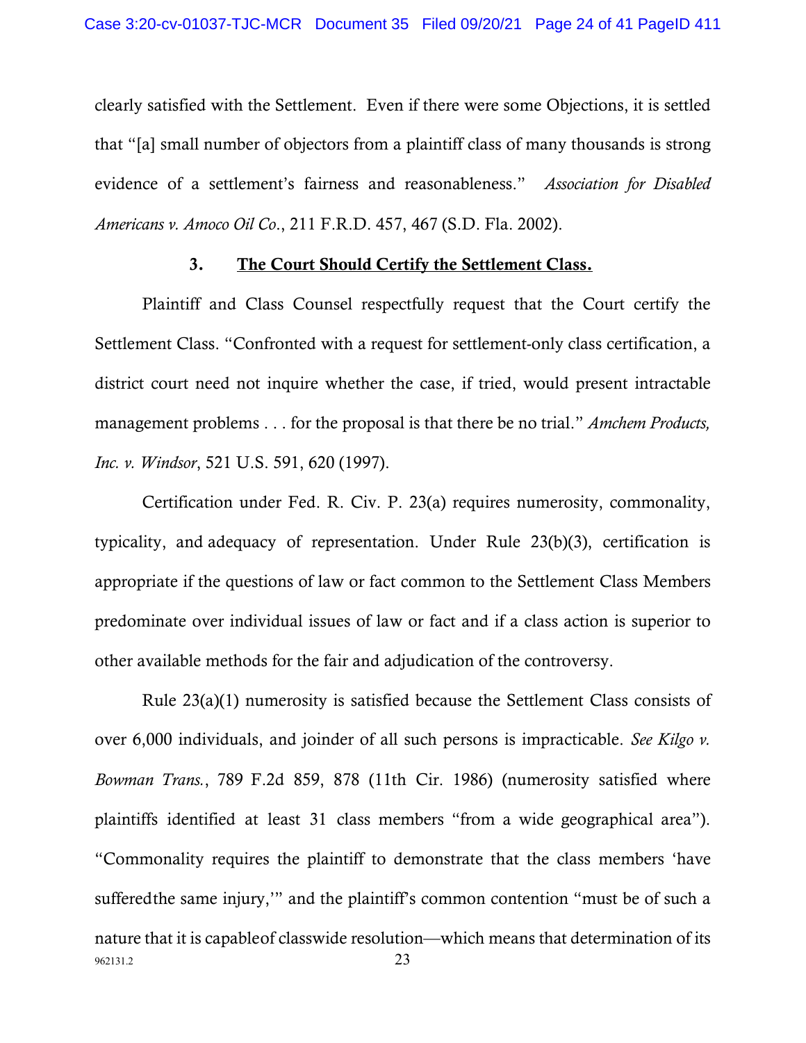clearly satisfied with the Settlement. Even if there were some Objections, it is settled that "[a] small number of objectors from a plaintiff class of many thousands is strong evidence of a settlement's fairness and reasonableness." *Association for Disabled Americans v. Amoco Oil Co.*, 211 F.R.D. 457, 467 (S.D. Fla. 2002).

### 3. **The Court Should Certify the Settlement Class.**

Plaintiff and Class Counsel respectfully request that the Court certify the Settlement Class. "Confronted with a request for settlement-only class certification, a district court need not inquire whether the case, if tried, would present intractable management problems . . . for the proposal is that there be no trial." *Amchem Products, Inc. v. Windsor*, 521 U.S. 591, 620 (1997).

Certification under Fed. R. Civ. P. 23(a) requires numerosity, commonality, typicality, and adequacy of representation. Under Rule 23(b)(3), certification is appropriate if the questions of law or fact common to the Settlement Class Members predominate over individual issues of law or fact and if a class action is superior to other available methods for the fair and adjudication of the controversy.

Rule 23(a)(1) numerosity is satisfied because the Settlement Class consists of over 6,000 individuals, and joinder of all such persons is impracticable. *See Kilgo v. Bowman Trans.*, 789 F.2d 859, 878 (11th Cir. 1986) (numerosity satisfied where plaintiffs identified at least 31 class members "from a wide geographical area"). "Commonality requires the plaintiff to demonstrate that the class members 'have suffered the same injury,'" and the plaintiff's common contention "must be of such a nature that it is capable of classwide resolution—which means that determination of its

962131.2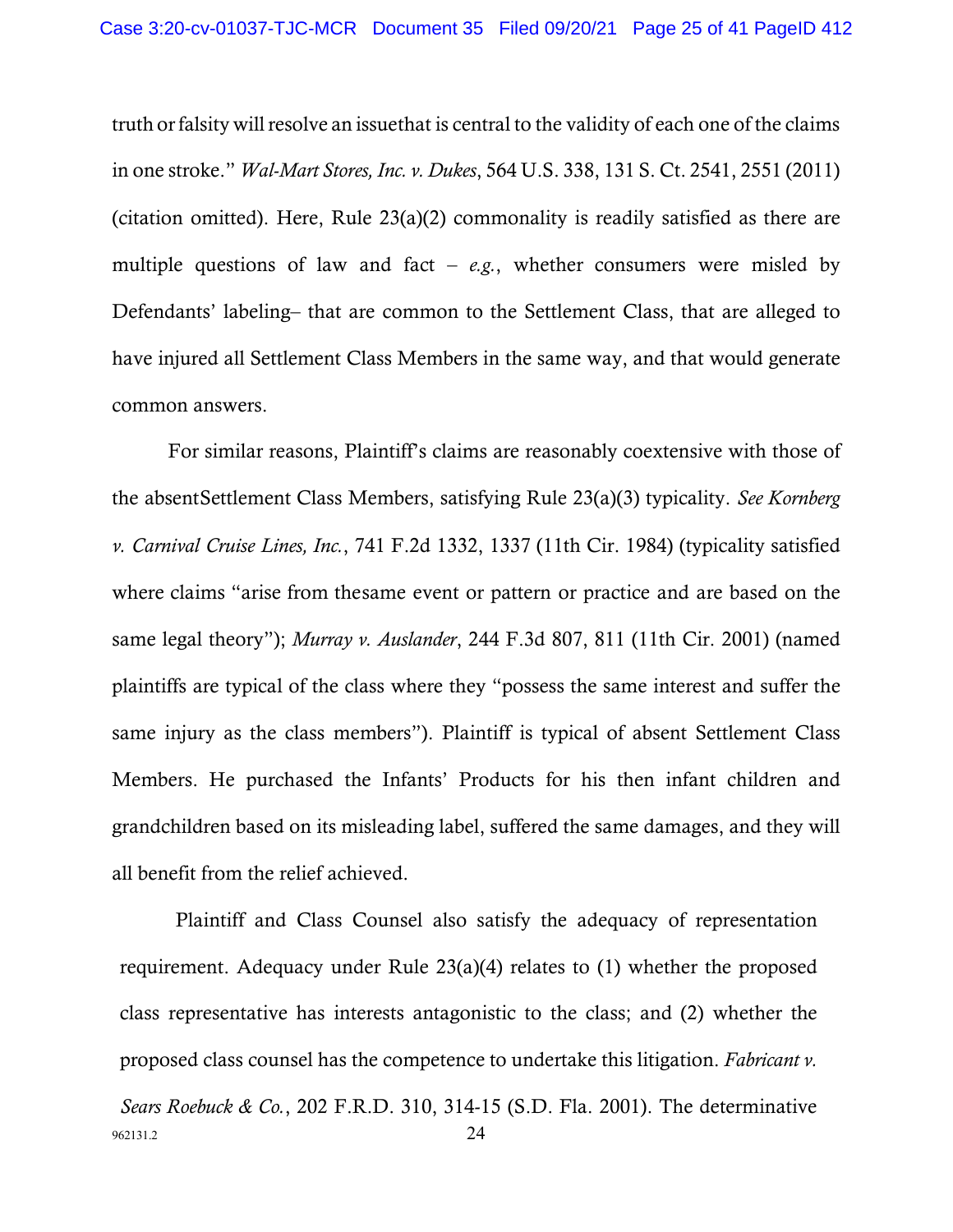truth or falsity will resolve an issuethat is central to the validity of each one of the claims in one stroke." *Wal-Mart Stores, Inc. v. Dukes*, 564 U.S. 338, 131 S. Ct. 2541, 2551 (2011) (citation omitted). Here, Rule 23(a)(2) commonality is readily satisfied as there are multiple questions of law and fact – *e.g.*, whether consumers were misled by Defendants' labeling– that are common to the Settlement Class, that are alleged to have injured all Settlement Class Members in the same way, and that would generate common answers.

For similar reasons, Plaintiff's claims are reasonably coextensive with those of the absentSettlement Class Members, satisfying Rule 23(a)(3) typicality. *See Kornberg v. Carnival Cruise Lines, Inc.*, 741 F.2d 1332, 1337 (11th Cir. 1984) (typicality satisfied where claims "arise from thesame event or pattern or practice and are based on the same legal theory"); *Murray v. Auslander*, 244 F.3d 807, 811 (11th Cir. 2001) (named plaintiffs are typical of the class where they "possess the same interest and suffer the same injury as the class members"). Plaintiff is typical of absent Settlement Class Members. He purchased the Infants' Products for his then infant children and grandchildren based on its misleading label, suffered the same damages, and they will all benefit from the relief achieved.

Plaintiff and Class Counsel also satisfy the adequacy of representation requirement. Adequacy under Rule 23(a)(4) relates to (1) whether the proposed class representative has interests antagonistic to the class; and (2) whether the proposed class counsel has the competence to undertake this litigation. *Fabricant v. Sears Roebuck & Co.*, 202 F.R.D. 310, 314-15 (S.D. Fla. 2001). The determinative

962131.2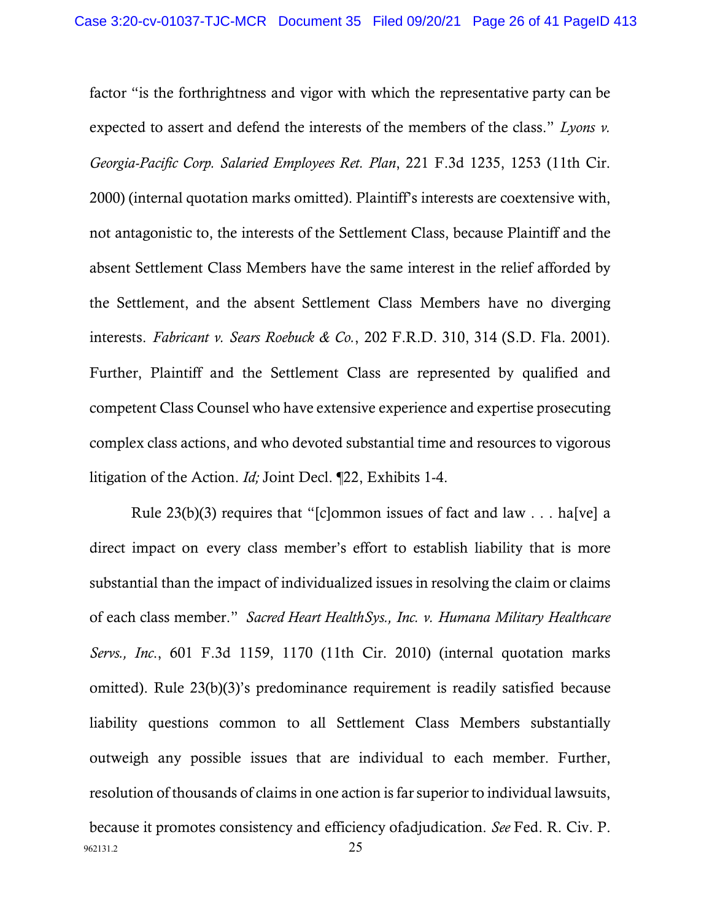factor "is the forthrightness and vigor with which the representative party can be expected to assert and defend the interests of the members of the class." *Lyons v. Georgia-Pacific Corp. Salaried Employees Ret. Plan*, 221 F.3d 1235, 1253 (11th Cir. 2000) (internal quotation marks omitted). Plaintiff's interests are coextensive with, not antagonistic to, the interests of the Settlement Class, because Plaintiff and the absent Settlement Class Members have the same interest in the relief afforded by the Settlement, and the absent Settlement Class Members have no diverging interests. *Fabricant v. Sears Roebuck & Co.*, 202 F.R.D. 310, 314 (S.D. Fla. 2001). Further, Plaintiff and the Settlement Class are represented by qualified and competent Class Counsel who have extensive experience and expertise prosecuting complex class actions, and who devoted substantial time and resources to vigorous litigation of the Action. *Id;* Joint Decl. ¶22, Exhibits 1-4.

Rule 23(b)(3) requires that "[c]ommon issues of fact and law . . . ha[ve] a direct impact on every class member's effort to establish liability that is more substantial than the impact of individualized issues in resolving the claim or claims of each class member." *Sacred Heart HealthSys., Inc. v. Humana Military Healthcare Servs., Inc.*, 601 F.3d 1159, 1170 (11th Cir. 2010) (internal quotation marks omitted). Rule 23(b)(3)'s predominance requirement is readily satisfied because liability questions common to all Settlement Class Members substantially outweigh any possible issues that are individual to each member. Further, resolution of thousands of claims in one action is far superior to individual lawsuits, because it promotes consistency and efficiency ofadjudication. *See* Fed. R. Civ. P.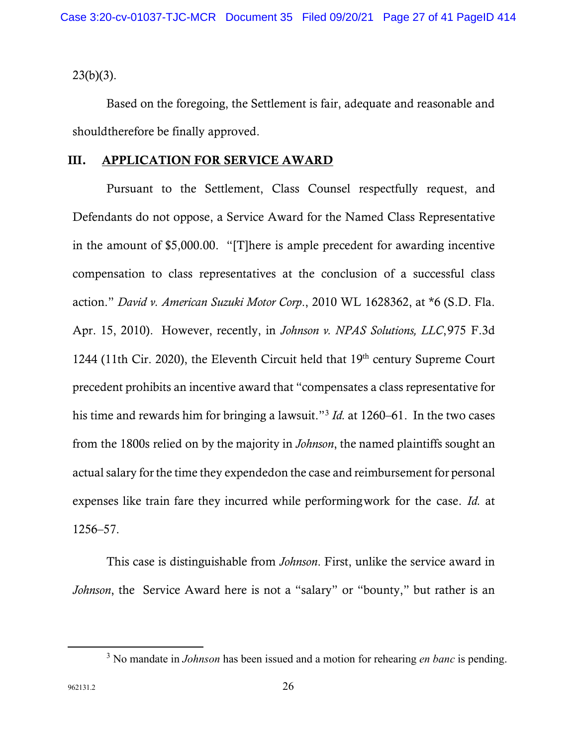23(b)(3).

Based on the foregoing, the Settlement is fair, adequate and reasonable and shouldtherefore be finally approved.

## III. APPLICATION FOR SERVICE AWARD

Pursuant to the Settlement, Class Counsel respectfully request, and Defendants do not oppose, a Service Award for the Named Class Representative in the amount of $5,000.00. "[T]here is ample precedent for awarding incentive compensation to class representatives at the conclusion of a successful class action." *David v. American Suzuki Motor Corp*., 2010 WL 1628362, at *6 (S.D. Fla. Apr. 15, 2010). However, recently, in *Johnson v. NPAS Solutions, LLC*,975 F.3d 1244 (11th Cir. 2020), the Eleventh Circuit held that 19th century Supreme Court precedent prohibits an incentive award that "compensates a class representative for his time and rewards him for bringing a lawsuit."[3] *Id.* at 1260–61. In the two cases from the 1800s relied on by the majority in *Johnson*, the named plaintiffs sought an actual salary for the time they expendedon the case and reimbursement for personal expenses like train fare they incurred while performingwork for the case. *Id.* at 1256–57.

This case is distinguishable from *Johnson*. First, unlike the service award in *Johnson*, the Service Award here is not a "salary" or "bounty," but rather is an

[3] No mandate in *Johnson* has been issued and a motion for rehearing *en banc* is pending.

962131.2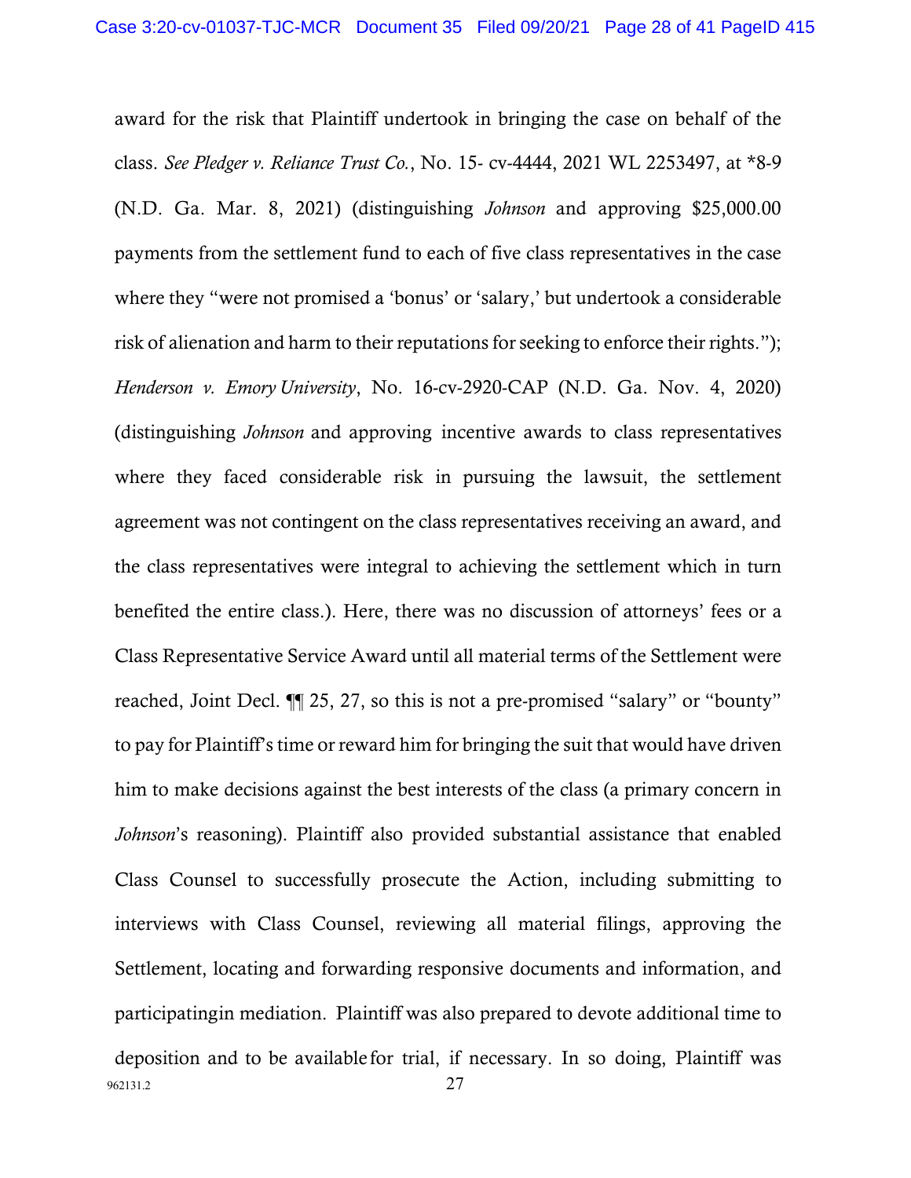award for the risk that Plaintiff undertook in bringing the case on behalf of the class. *See Pledger v. Reliance Trust Co.*, No. 15- cv-4444, 2021 WL 2253497, at *8-9 (N.D. Ga. Mar. 8, 2021) (distinguishing *Johnson* and approving $25,000.00 payments from the settlement fund to each of five class representatives in the case where they "were not promised a 'bonus' or 'salary,' but undertook a considerable risk of alienation and harm to their reputations for seeking to enforce their rights."); *Henderson v. Emory University*, No. 16-cv-2920-CAP (N.D. Ga. Nov. 4, 2020) (distinguishing *Johnson* and approving incentive awards to class representatives where they faced considerable risk in pursuing the lawsuit, the settlement agreement was not contingent on the class representatives receiving an award, and the class representatives were integral to achieving the settlement which in turn benefited the entire class.). Here, there was no discussion of attorneys' fees or a Class Representative Service Award until all material terms of the Settlement were reached, Joint Decl. ¶¶ 25, 27, so this is not a pre-promised "salary" or "bounty" to pay for Plaintiff's time or reward him for bringing the suit that would have driven him to make decisions against the best interests of the class (a primary concern in *Johnson*'s reasoning). Plaintiff also provided substantial assistance that enabled Class Counsel to successfully prosecute the Action, including submitting to interviews with Class Counsel, reviewing all material filings, approving the Settlement, locating and forwarding responsive documents and information, and participatingin mediation. Plaintiff was also prepared to devote additional time to deposition and to be availablefor trial, if necessary. In so doing, Plaintiff was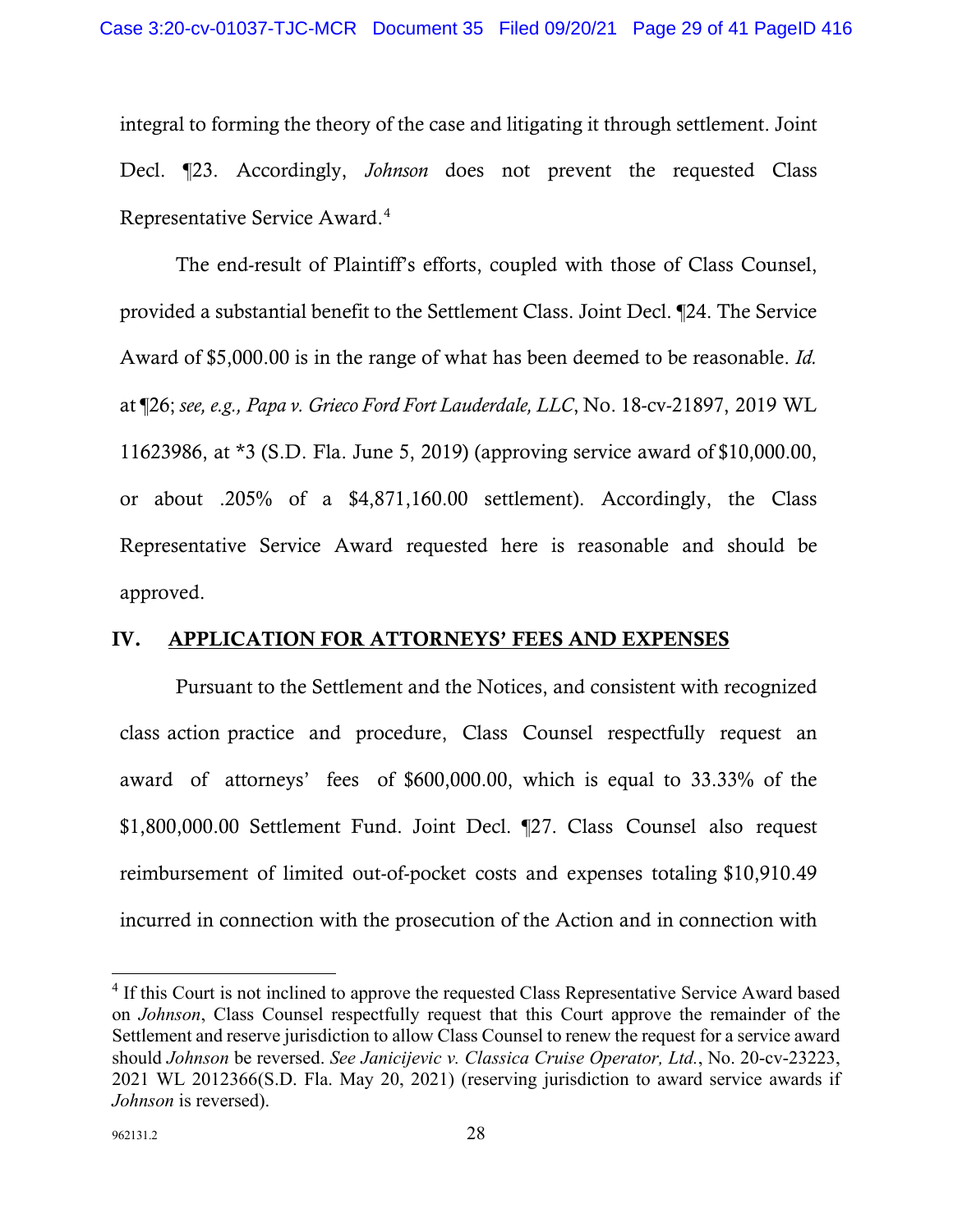integral to forming the theory of the case and litigating it through settlement. Joint Decl. ¶23. Accordingly, *Johnson* does not prevent the requested Class Representative Service Award.[4]

The end-result of Plaintiff's efforts, coupled with those of Class Counsel, provided a substantial benefit to the Settlement Class. Joint Decl. ¶24. The Service Award of $5,000.00 is in the range of what has been deemed to be reasonable. *Id.* at ¶26; *see, e.g., Papa v. Grieco Ford Fort Lauderdale, LLC*, No. 18-cv-21897, 2019 WL 11623986, at *3 (S.D. Fla. June 5, 2019) (approving service award of $10,000.00, or about .205% of a $4,871,160.00 settlement). Accordingly, the Class Representative Service Award requested here is reasonable and should be approved.

## IV. APPLICATION FOR ATTORNEYS' FEES AND EXPENSES

Pursuant to the Settlement and the Notices, and consistent with recognized class action practice and procedure, Class Counsel respectfully request an award of attorneys' fees of $600,000.00, which is equal to 33.33% of the $1,800,000.00 Settlement Fund. Joint Decl. ¶27. Class Counsel also request reimbursement of limited out-of-pocket costs and expenses totaling $10,910.49 incurred in connection with the prosecution of the Action and in connection with

---

[4] If this Court is not inclined to approve the requested Class Representative Service Award based on *Johnson*, Class Counsel respectfully request that this Court approve the remainder of the Settlement and reserve jurisdiction to allow Class Counsel to renew the request for a service award should *Johnson* be reversed. *See Janicijevic v. Classica Cruise Operator, Ltd.*, No. 20-cv-23223, 2021 WL 2012366(S.D. Fla. May 20, 2021) (reserving jurisdiction to award service awards if *Johnson* is reversed).

962131.2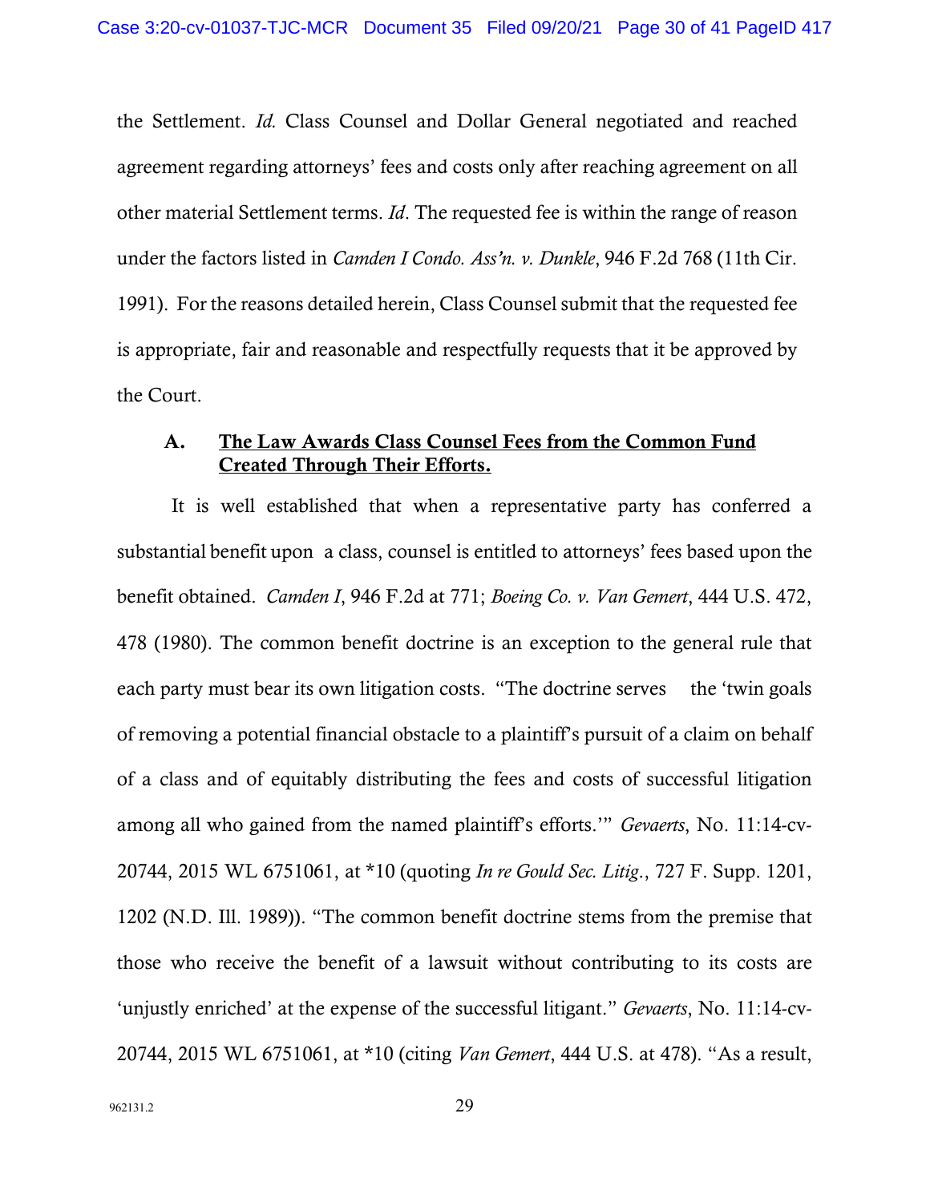the Settlement. *Id.* Class Counsel and Dollar General negotiated and reached agreement regarding attorneys' fees and costs only after reaching agreement on all other material Settlement terms. *Id*. The requested fee is within the range of reason under the factors listed in *Camden I Condo. Ass'n. v. Dunkle*, 946 F.2d 768 (11th Cir. 1991). For the reasons detailed herein, Class Counsel submit that the requested fee is appropriate, fair and reasonable and respectfully requests that it be approved by the Court.

### A. The Law Awards Class Counsel Fees from the Common Fund Created Through Their Efforts.

It is well established that when a representative party has conferred a substantial benefit upon a class, counsel is entitled to attorneys' fees based upon the benefit obtained. *Camden I*, 946 F.2d at 771; *Boeing Co. v. Van Gemert*, 444 U.S. 472, 478 (1980). The common benefit doctrine is an exception to the general rule that each party must bear its own litigation costs. "The doctrine serves the 'twin goals of removing a potential financial obstacle to a plaintiff's pursuit of a claim on behalf of a class and of equitably distributing the fees and costs of successful litigation among all who gained from the named plaintiff's efforts.'" *Gevaerts*, No. 11:14-cv-20744, 2015 WL 6751061, at *10 (quoting *In re Gould Sec. Litig*., 727 F. Supp. 1201, 1202 (N.D. Ill. 1989)). "The common benefit doctrine stems from the premise that those who receive the benefit of a lawsuit without contributing to its costs are 'unjustly enriched' at the expense of the successful litigant." *Gevaerts*, No. 11:14-cv-20744, 2015 WL 6751061, at *10 (citing *Van Gemert*, 444 U.S. at 478). "As a result,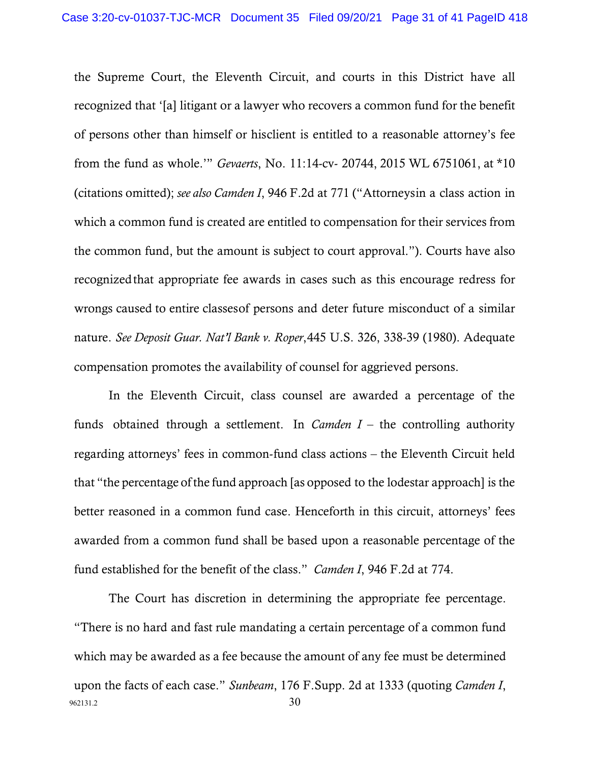the Supreme Court, the Eleventh Circuit, and courts in this District have all recognized that '[a] litigant or a lawyer who recovers a common fund for the benefit of persons other than himself or hisclient is entitled to a reasonable attorney's fee from the fund as whole.'" *Gevaerts*, No. 11:14-cv- 20744, 2015 WL 6751061, at *10 (citations omitted); *see also Camden I*, 946 F.2d at 771 ("Attorneysin a class action in which a common fund is created are entitled to compensation for their services from the common fund, but the amount is subject to court approval."). Courts have also recognizedthat appropriate fee awards in cases such as this encourage redress for wrongs caused to entire classesof persons and deter future misconduct of a similar nature. *See Deposit Guar. Nat'l Bank v. Roper*,445 U.S. 326, 338-39 (1980). Adequate compensation promotes the availability of counsel for aggrieved persons.

In the Eleventh Circuit, class counsel are awarded a percentage of the funds obtained through a settlement. In *Camden I* – the controlling authority regarding attorneys' fees in common-fund class actions – the Eleventh Circuit held that "the percentage ofthe fund approach [as opposed to the lodestar approach] is the better reasoned in a common fund case. Henceforth in this circuit, attorneys' fees awarded from a common fund shall be based upon a reasonable percentage of the fund established for the benefit of the class." *Camden I*, 946 F.2d at 774.

The Court has discretion in determining the appropriate fee percentage. "There is no hard and fast rule mandating a certain percentage of a common fund which may be awarded as a fee because the amount of any fee must be determined upon the facts of each case." *Sunbeam*, 176 F.Supp. 2d at 1333 (quoting *Camden I*,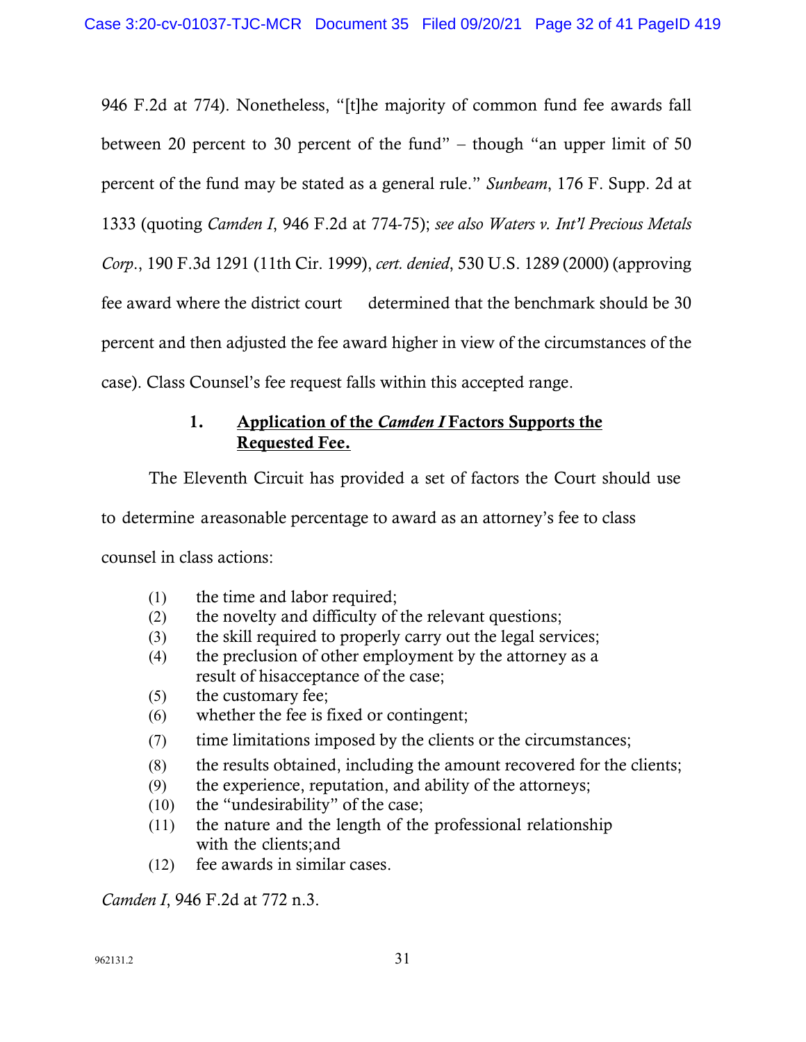946 F.2d at 774). Nonetheless, "[t]he majority of common fund fee awards fall between 20 percent to 30 percent of the fund" – though "an upper limit of 50 percent of the fund may be stated as a general rule." *Sunbeam*, 176 F. Supp. 2d at 1333 (quoting *Camden I*, 946 F.2d at 774-75); *see also Waters v. Int'l Precious Metals Corp*., 190 F.3d 1291 (11th Cir. 1999), *cert. denied*, 530 U.S. 1289 (2000) (approving fee award where the district court determined that the benchmark should be 30 percent and then adjusted the fee award higher in view of the circumstances of the case). Class Counsel's fee request falls within this accepted range.

### 1. Application of the *Camden I* Factors Supports the Requested Fee.

The Eleventh Circuit has provided a set of factors the Court should use to determine areasonable percentage to award as an attorney's fee to class counsel in class actions:

(1) the time and labor required;
(2) the novelty and difficulty of the relevant questions;
(3) the skill required to properly carry out the legal services;
(4) the preclusion of other employment by the attorney as a result of hisacceptance of the case;
(5) the customary fee;
(6) whether the fee is fixed or contingent;
(7) time limitations imposed by the clients or the circumstances;
(8) the results obtained, including the amount recovered for the clients;
(9) the experience, reputation, and ability of the attorneys;
(10) the "undesirability" of the case;
(11) the nature and the length of the professional relationship with the clients;and
(12) fee awards in similar cases.

*Camden I*, 946 F.2d at 772 n.3.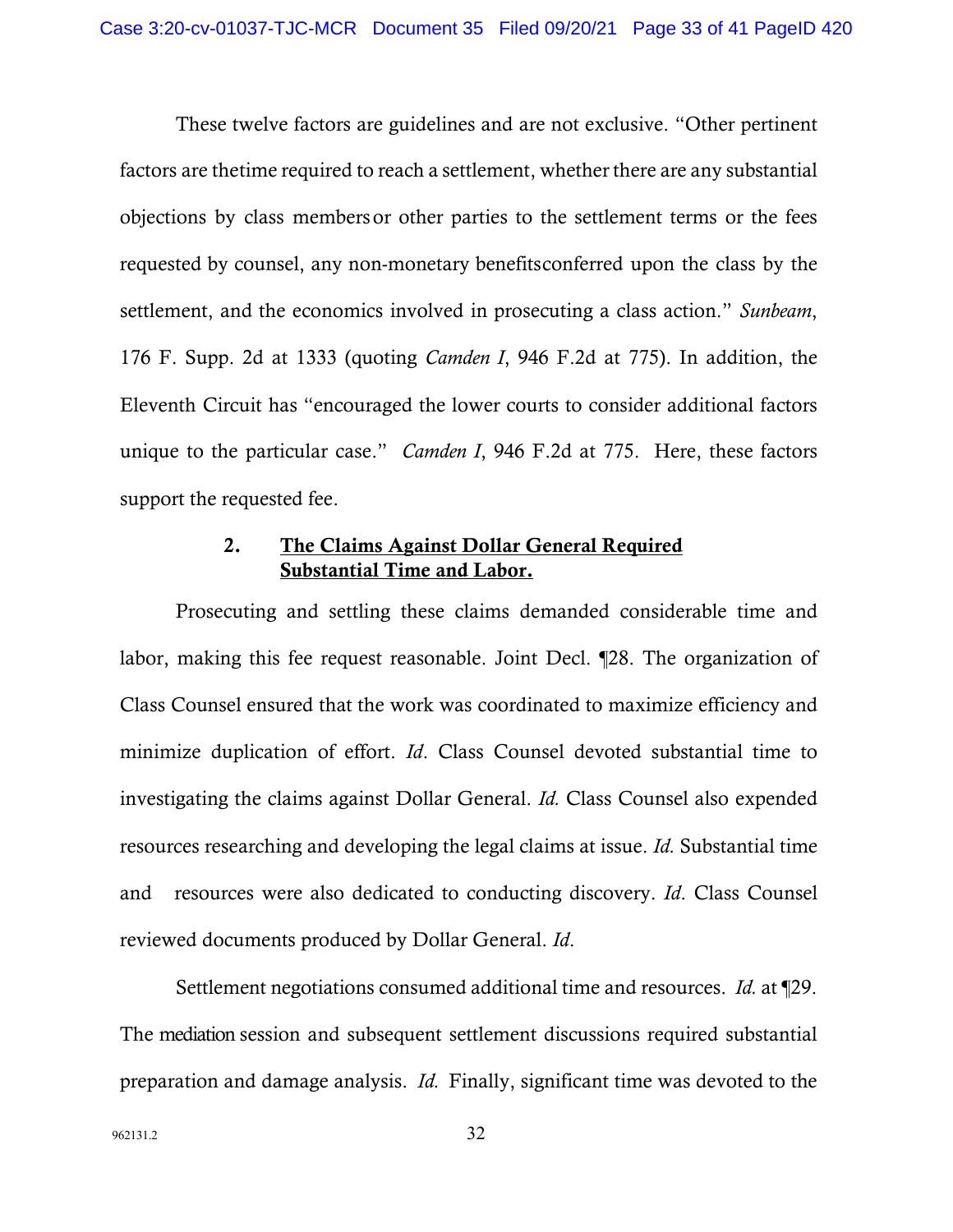These twelve factors are guidelines and are not exclusive. "Other pertinent factors are thetime required to reach a settlement, whether there are any substantial objections by class membersor other parties to the settlement terms or the fees requested by counsel, any non-monetary benefitsconferred upon the class by the settlement, and the economics involved in prosecuting a class action." *Sunbeam*, 176 F. Supp. 2d at 1333 (quoting *Camden I*, 946 F.2d at 775). In addition, the Eleventh Circuit has "encouraged the lower courts to consider additional factors unique to the particular case." *Camden I*, 946 F.2d at 775. Here, these factors support the requested fee.

### 2. <u>The Claims Against Dollar General Required Substantial Time and Labor.</u>

Prosecuting and settling these claims demanded considerable time and labor, making this fee request reasonable. Joint Decl. ¶28. The organization of Class Counsel ensured that the work was coordinated to maximize efficiency and minimize duplication of effort. *Id*. Class Counsel devoted substantial time to investigating the claims against Dollar General. *Id.* Class Counsel also expended resources researching and developing the legal claims at issue. *Id.* Substantial time and resources were also dedicated to conducting discovery. *Id*. Class Counsel reviewed documents produced by Dollar General. *Id*.

Settlement negotiations consumed additional time and resources. *Id.* at ¶29. The mediation session and subsequent settlement discussions required substantial preparation and damage analysis. *Id.* Finally, significant time was devoted to the

962131.2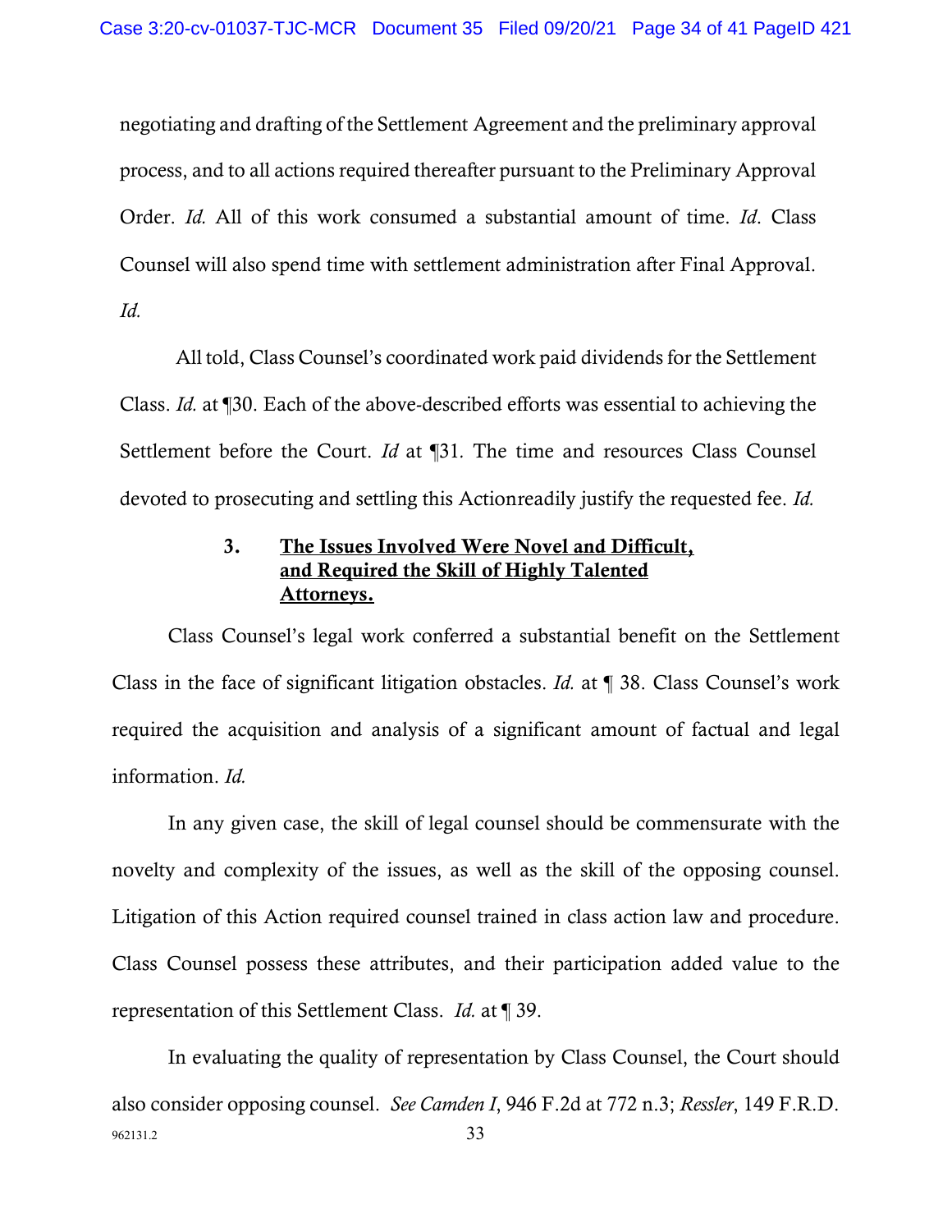negotiating and drafting of the Settlement Agreement and the preliminary approval process, and to all actions required thereafter pursuant to the Preliminary Approval Order. *Id.* All of this work consumed a substantial amount of time. *Id*. Class Counsel will also spend time with settlement administration after Final Approval. *Id.*

All told, Class Counsel's coordinated work paid dividends for the Settlement Class. *Id.* at ¶30. Each of the above-described efforts was essential to achieving the Settlement before the Court. *Id* at ¶31. The time and resources Class Counsel devoted to prosecuting and settling this Actionreadily justify the requested fee. *Id.*

### 3. The Issues Involved Were Novel and Difficult, and Required the Skill of Highly Talented Attorneys.

Class Counsel's legal work conferred a substantial benefit on the Settlement Class in the face of significant litigation obstacles. *Id.* at ¶ 38. Class Counsel's work required the acquisition and analysis of a significant amount of factual and legal information. *Id.*

In any given case, the skill of legal counsel should be commensurate with the novelty and complexity of the issues, as well as the skill of the opposing counsel. Litigation of this Action required counsel trained in class action law and procedure. Class Counsel possess these attributes, and their participation added value to the representation of this Settlement Class. *Id.* at ¶ 39.

In evaluating the quality of representation by Class Counsel, the Court should also consider opposing counsel. *See Camden I*, 946 F.2d at 772 n.3; *Ressler*, 149 F.R.D.

962131.2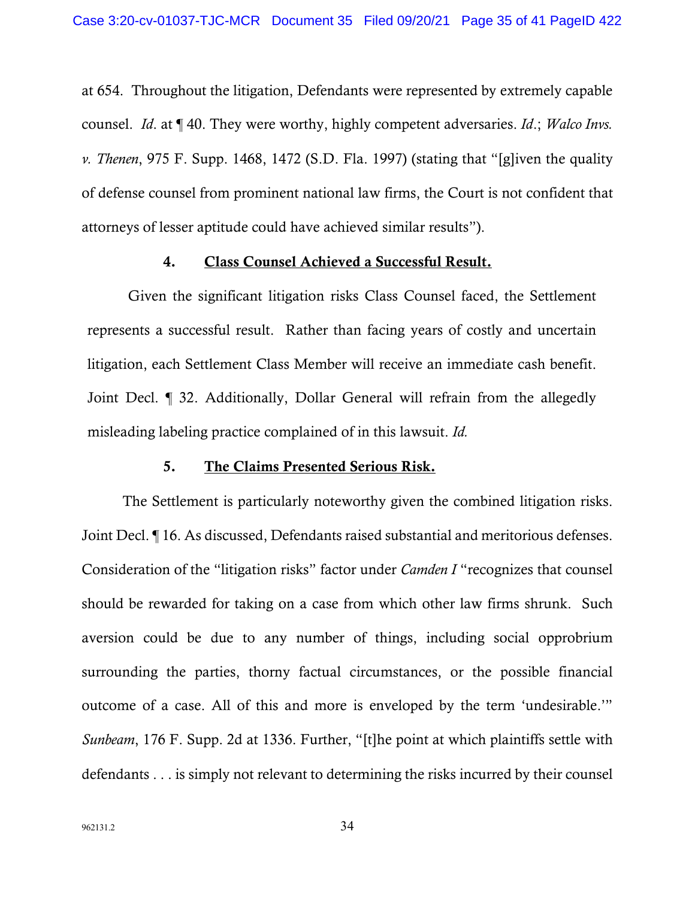at 654. Throughout the litigation, Defendants were represented by extremely capable counsel. *Id*. at ¶ 40. They were worthy, highly competent adversaries. *Id*.; *Walco Invs. v. Thenen*, 975 F. Supp. 1468, 1472 (S.D. Fla. 1997) (stating that "[g]iven the quality of defense counsel from prominent national law firms, the Court is not confident that attorneys of lesser aptitude could have achieved similar results").

### 4. <u>Class Counsel Achieved a Successful Result.</u>

Given the significant litigation risks Class Counsel faced, the Settlement represents a successful result. Rather than facing years of costly and uncertain litigation, each Settlement Class Member will receive an immediate cash benefit. Joint Decl. ¶ 32. Additionally, Dollar General will refrain from the allegedly misleading labeling practice complained of in this lawsuit. *Id.*

### 5. <u>The Claims Presented Serious Risk.</u>

The Settlement is particularly noteworthy given the combined litigation risks. Joint Decl. ¶ 16. As discussed, Defendants raised substantial and meritorious defenses. Consideration of the "litigation risks" factor under *Camden I* "recognizes that counsel should be rewarded for taking on a case from which other law firms shrunk. Such aversion could be due to any number of things, including social opprobrium surrounding the parties, thorny factual circumstances, or the possible financial outcome of a case. All of this and more is enveloped by the term 'undesirable.'" *Sunbeam*, 176 F. Supp. 2d at 1336. Further, "[t]he point at which plaintiffs settle with defendants . . . is simply not relevant to determining the risks incurred by their counsel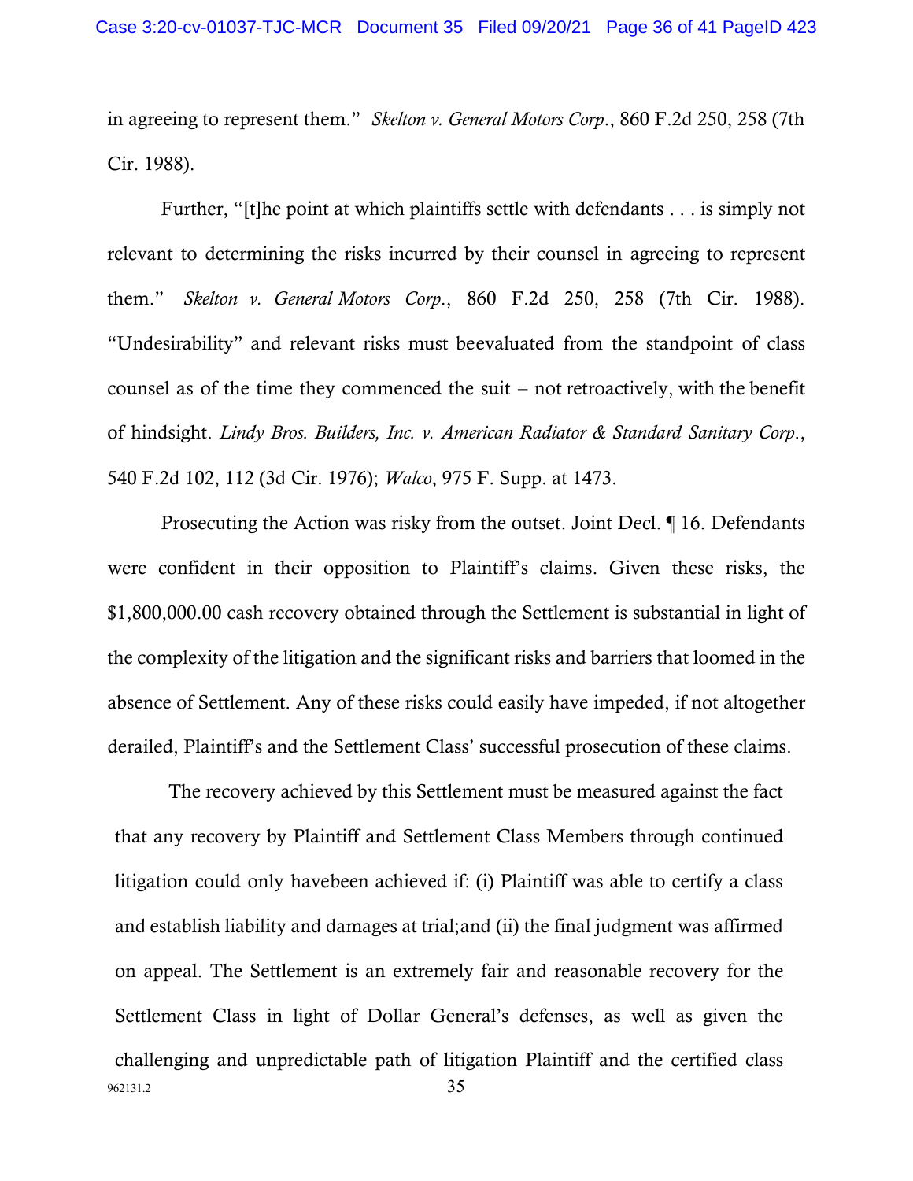in agreeing to represent them." *Skelton v. General Motors Corp.*, 860 F.2d 250, 258 (7th Cir. 1988).

Further, "[t]he point at which plaintiffs settle with defendants . . . is simply not relevant to determining the risks incurred by their counsel in agreeing to represent them." *Skelton v. General Motors Corp.*, 860 F.2d 250, 258 (7th Cir. 1988). "Undesirability" and relevant risks must beevaluated from the standpoint of class counsel as of the time they commenced the suit – not retroactively, with the benefit of hindsight. *Lindy Bros. Builders, Inc. v. American Radiator & Standard Sanitary Corp.*, 540 F.2d 102, 112 (3d Cir. 1976); *Walco*, 975 F. Supp. at 1473.

Prosecuting the Action was risky from the outset. Joint Decl. ¶ 16. Defendants were confident in their opposition to Plaintiff's claims. Given these risks, the $1,800,000.00 cash recovery obtained through the Settlement is substantial in light of the complexity of the litigation and the significant risks and barriers that loomed in the absence of Settlement. Any of these risks could easily have impeded, if not altogether derailed, Plaintiff's and the Settlement Class' successful prosecution of these claims.

The recovery achieved by this Settlement must be measured against the fact that any recovery by Plaintiff and Settlement Class Members through continued litigation could only havebeen achieved if: (i) Plaintiff was able to certify a class and establish liability and damages at trial;and (ii) the final judgment was affirmed on appeal. The Settlement is an extremely fair and reasonable recovery for the Settlement Class in light of Dollar General's defenses, as well as given the challenging and unpredictable path of litigation Plaintiff and the certified class

962131.2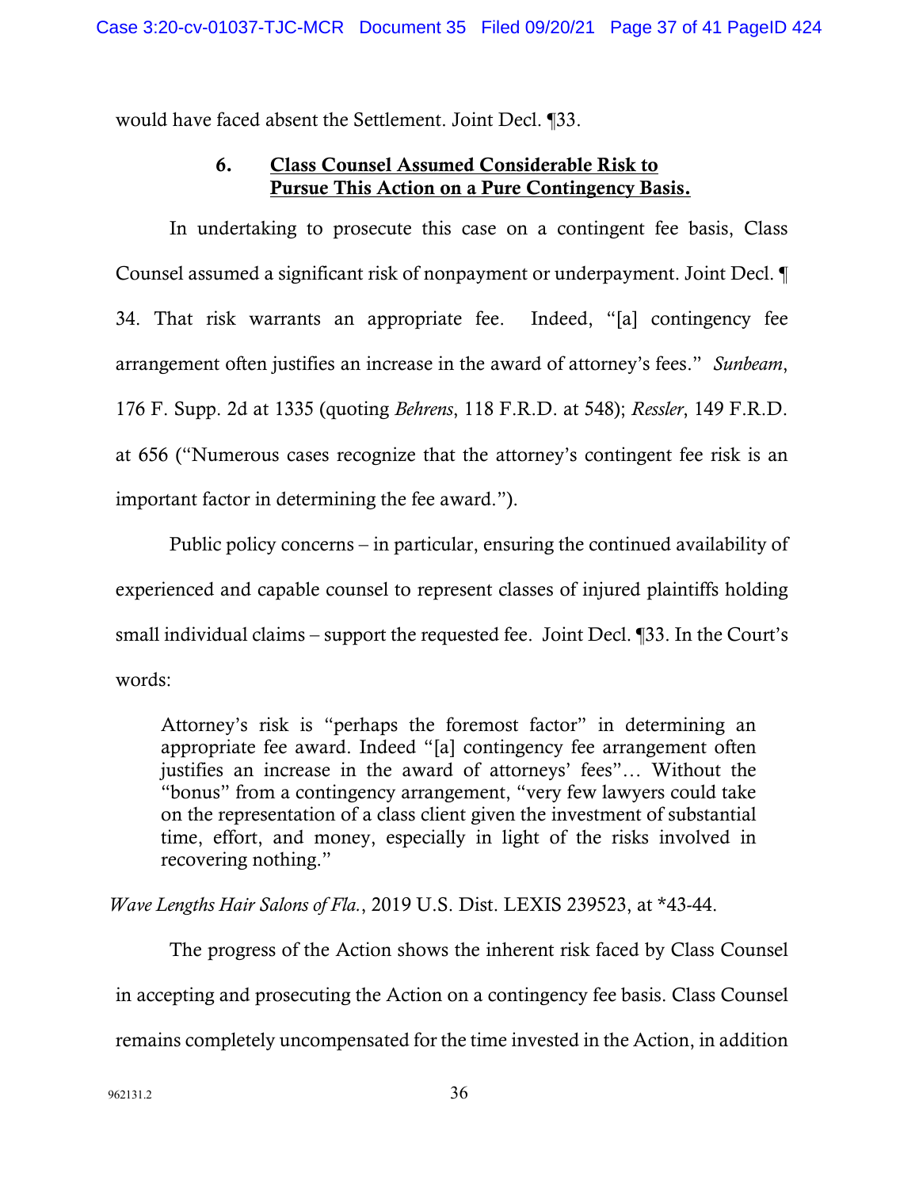would have faced absent the Settlement. Joint Decl. ¶33.

### 6. Class Counsel Assumed Considerable Risk to Pursue This Action on a Pure Contingency Basis.

In undertaking to prosecute this case on a contingent fee basis, Class Counsel assumed a significant risk of nonpayment or underpayment. Joint Decl. ¶ 34. That risk warrants an appropriate fee. Indeed, "[a] contingency fee arrangement often justifies an increase in the award of attorney's fees." *Sunbeam*, 176 F. Supp. 2d at 1335 (quoting *Behrens*, 118 F.R.D. at 548); *Ressler*, 149 F.R.D. at 656 ("Numerous cases recognize that the attorney's contingent fee risk is an important factor in determining the fee award.").

Public policy concerns – in particular, ensuring the continued availability of experienced and capable counsel to represent classes of injured plaintiffs holding small individual claims – support the requested fee. Joint Decl. ¶33. In the Court's words:

> Attorney's risk is "perhaps the foremost factor" in determining an appropriate fee award. Indeed "[a] contingency fee arrangement often justifies an increase in the award of attorneys' fees"… Without the "bonus" from a contingency arrangement, "very few lawyers could take on the representation of a class client given the investment of substantial time, effort, and money, especially in light of the risks involved in recovering nothing."

*Wave Lengths Hair Salons of Fla.*, 2019 U.S. Dist. LEXIS 239523, at *43-44.

The progress of the Action shows the inherent risk faced by Class Counsel in accepting and prosecuting the Action on a contingency fee basis. Class Counsel remains completely uncompensated for the time invested in the Action, in addition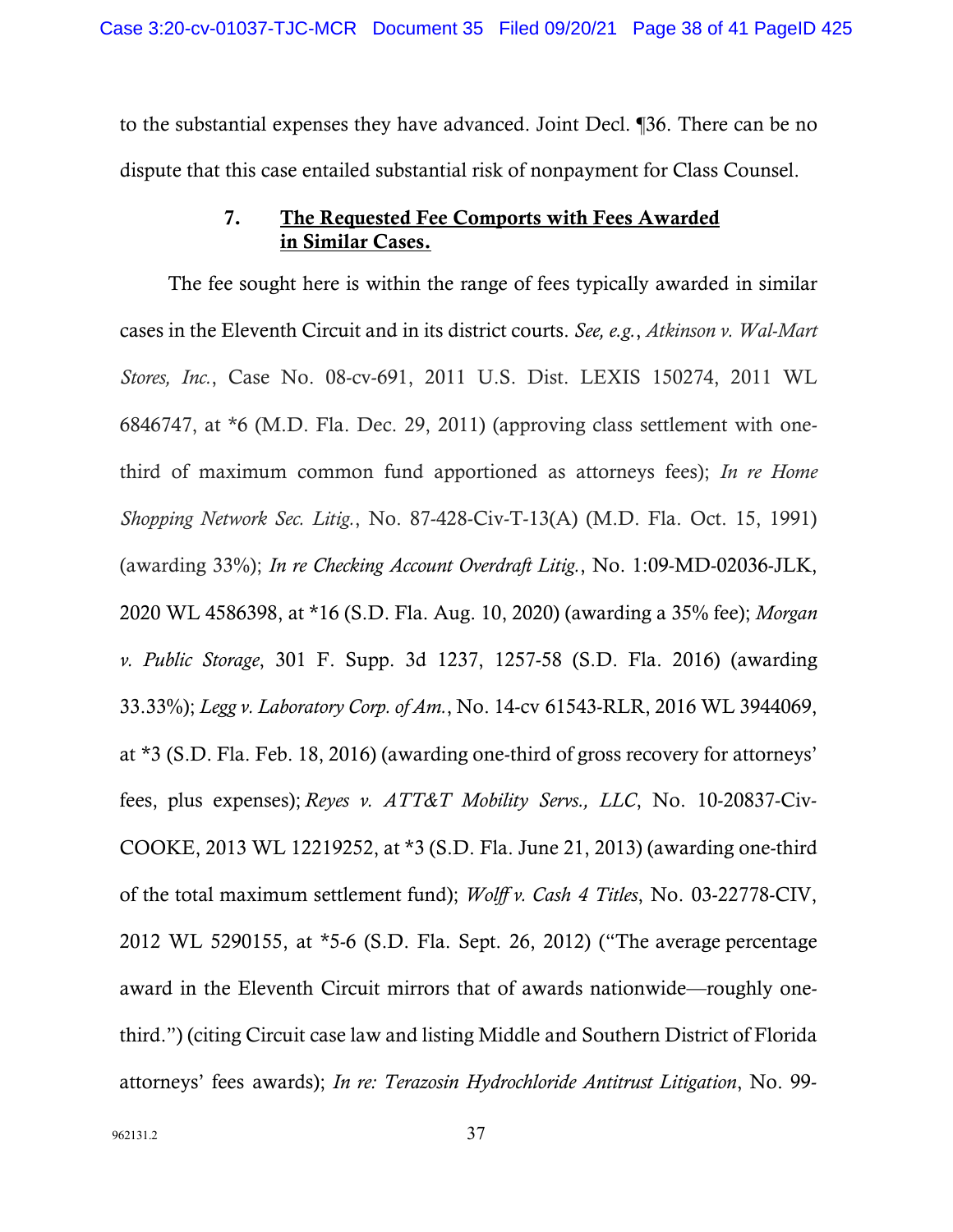to the substantial expenses they have advanced. Joint Decl. ¶36. There can be no dispute that this case entailed substantial risk of nonpayment for Class Counsel.

### 7. <u>The Requested Fee Comports with Fees Awarded in Similar Cases.</u>

The fee sought here is within the range of fees typically awarded in similar cases in the Eleventh Circuit and in its district courts. *See, e.g.*, *Atkinson v. Wal-Mart Stores, Inc.*, Case No. 08-cv-691, 2011 U.S. Dist. LEXIS 150274, 2011 WL 6846747, at *6 (M.D. Fla. Dec. 29, 2011) (approving class settlement with one-third of maximum common fund apportioned as attorneys fees); *In re Home Shopping Network Sec. Litig.*, No. 87-428-Civ-T-13(A) (M.D. Fla. Oct. 15, 1991) (awarding 33%); *In re Checking Account Overdraft Litig.*, No. 1:09-MD-02036-JLK, 2020 WL 4586398, at *16 (S.D. Fla. Aug. 10, 2020) (awarding a 35% fee); *Morgan v. Public Storage*, 301 F. Supp. 3d 1237, 1257-58 (S.D. Fla. 2016) (awarding 33.33%); *Legg v. Laboratory Corp. of Am.*, No. 14-cv 61543-RLR, 2016 WL 3944069, at *3 (S.D. Fla. Feb. 18, 2016) (awarding one-third of gross recovery for attorneys' fees, plus expenses); *Reyes v. ATT&T Mobility Servs., LLC*, No. 10-20837-Civ-COOKE, 2013 WL 12219252, at *3 (S.D. Fla. June 21, 2013) (awarding one-third of the total maximum settlement fund); *Wolff v. Cash 4 Titles*, No. 03-22778-CIV, 2012 WL 5290155, at *5-6 (S.D. Fla. Sept. 26, 2012) ("The average percentage award in the Eleventh Circuit mirrors that of awards nationwide—roughly one-third.") (citing Circuit case law and listing Middle and Southern District of Florida attorneys' fees awards); *In re: Terazosin Hydrochloride Antitrust Litigation*, No. 99-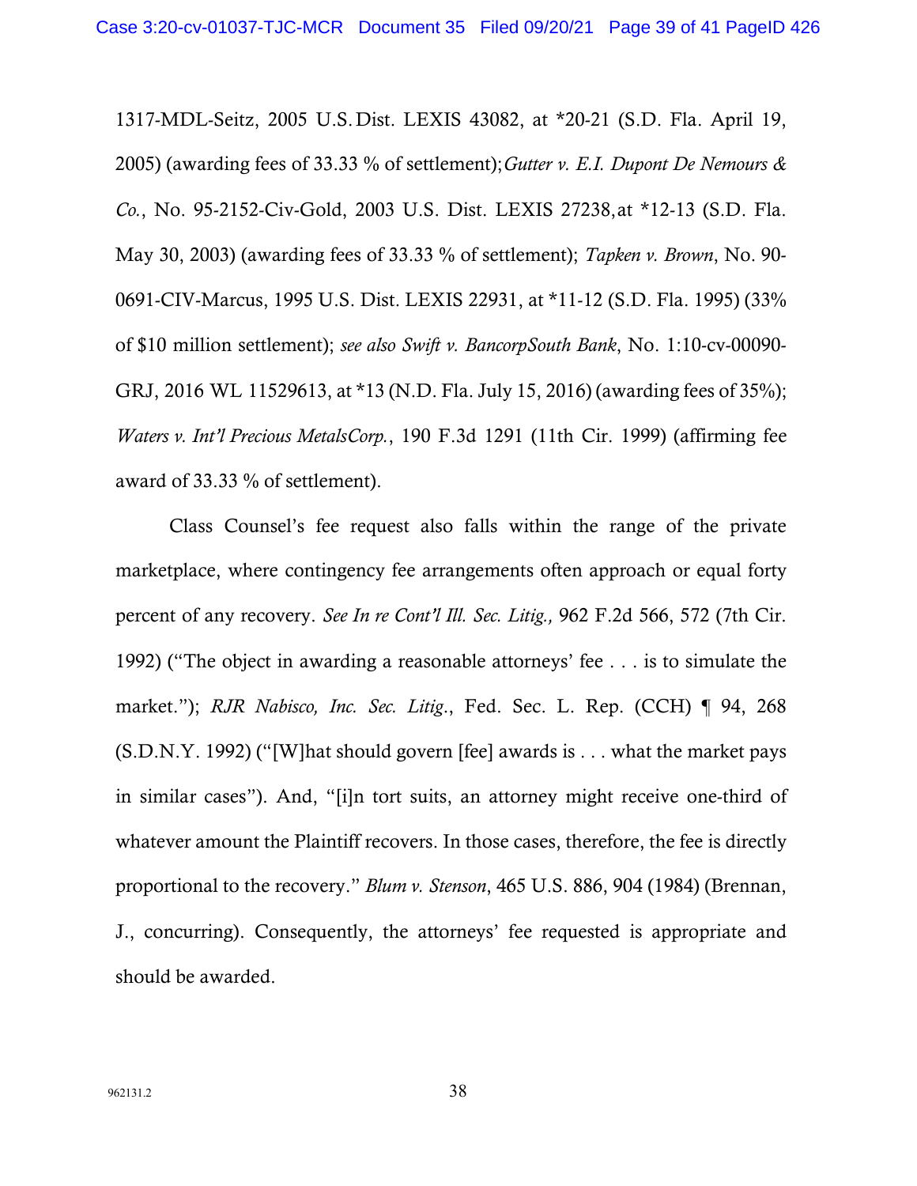1317-MDL-Seitz, 2005 U.S. Dist. LEXIS 43082, at *20-21 (S.D. Fla. April 19, 2005) (awarding fees of 33.33 % of settlement); *Gutter v. E.I. Dupont De Nemours & Co.*, No. 95-2152-Civ-Gold, 2003 U.S. Dist. LEXIS 27238, at *12-13 (S.D. Fla. May 30, 2003) (awarding fees of 33.33 % of settlement); *Tapken v. Brown*, No. 90-0691-CIV-Marcus, 1995 U.S. Dist. LEXIS 22931, at *11-12 (S.D. Fla. 1995) (33% of $10 million settlement); *see also Swift v. BancorpSouth Bank*, No. 1:10-cv-00090-GRJ, 2016 WL 11529613, at *13 (N.D. Fla. July 15, 2016) (awarding fees of 35%); *Waters v. Int'l Precious MetalsCorp.*, 190 F.3d 1291 (11th Cir. 1999) (affirming fee award of 33.33 % of settlement).

Class Counsel's fee request also falls within the range of the private marketplace, where contingency fee arrangements often approach or equal forty percent of any recovery. *See In re Cont'l Ill. Sec. Litig.,* 962 F.2d 566, 572 (7th Cir. 1992) ("The object in awarding a reasonable attorneys' fee . . . is to simulate the market."); *RJR Nabisco, Inc. Sec. Litig.*, Fed. Sec. L. Rep. (CCH) ¶ 94, 268 (S.D.N.Y. 1992) ("[W]hat should govern [fee] awards is . . . what the market pays in similar cases"). And, "[i]n tort suits, an attorney might receive one-third of whatever amount the Plaintiff recovers. In those cases, therefore, the fee is directly proportional to the recovery." *Blum v. Stenson*, 465 U.S. 886, 904 (1984) (Brennan, J., concurring). Consequently, the attorneys' fee requested is appropriate and should be awarded.

962131.2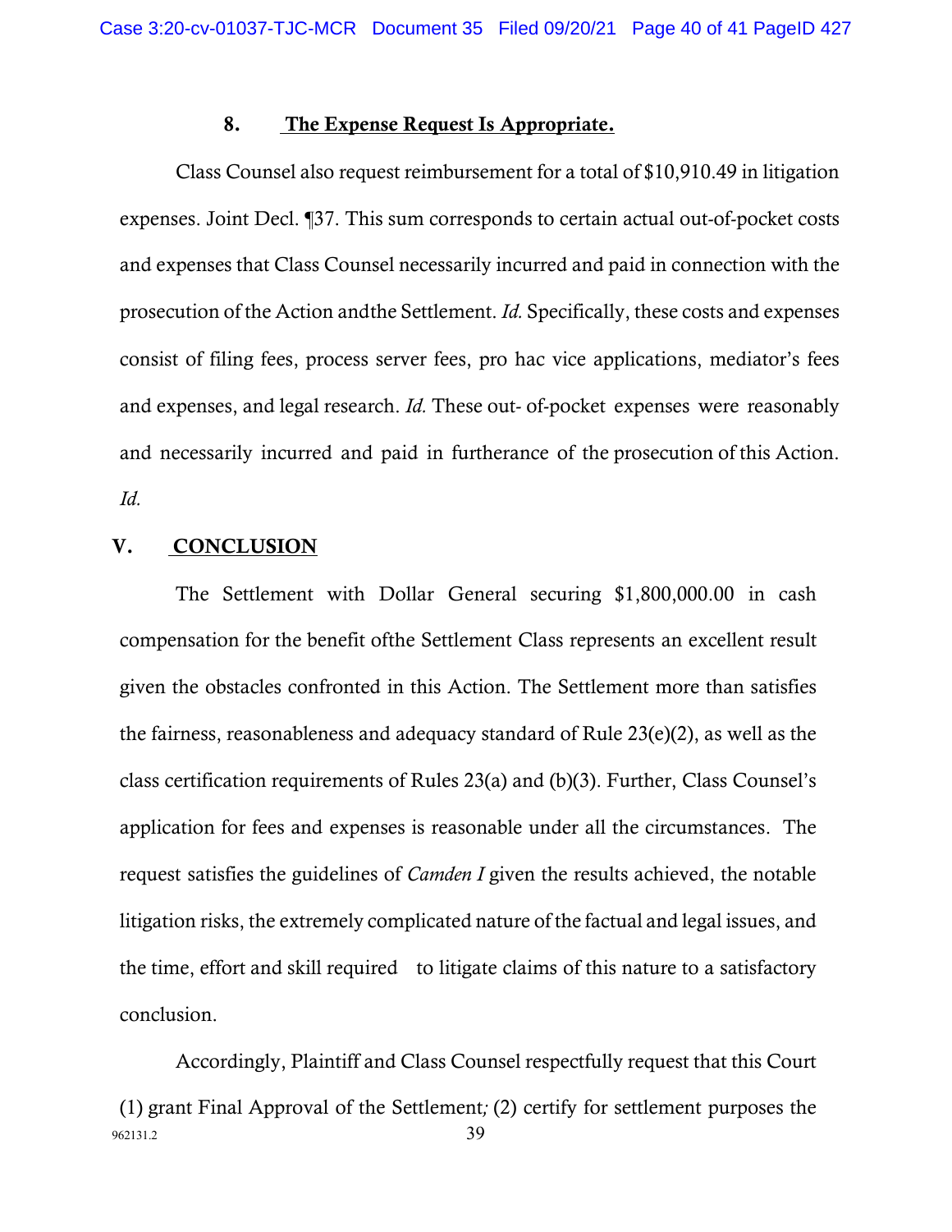### 8. The Expense Request Is Appropriate.

Class Counsel also request reimbursement for a total of $10,910.49 in litigation expenses. Joint Decl. ¶37. This sum corresponds to certain actual out-of-pocket costs and expenses that Class Counsel necessarily incurred and paid in connection with the prosecution of the Action andthe Settlement. *Id.* Specifically, these costs and expenses consist of filing fees, process server fees, pro hac vice applications, mediator's fees and expenses, and legal research. *Id.* These out- of-pocket expenses were reasonably and necessarily incurred and paid in furtherance of the prosecution of this Action. *Id.*

## V. CONCLUSION

The Settlement with Dollar General securing $1,800,000.00 in cash compensation for the benefit ofthe Settlement Class represents an excellent result given the obstacles confronted in this Action. The Settlement more than satisfies the fairness, reasonableness and adequacy standard of Rule 23(e)(2), as well as the class certification requirements of Rules 23(a) and (b)(3). Further, Class Counsel's application for fees and expenses is reasonable under all the circumstances. The request satisfies the guidelines of *Camden I* given the results achieved, the notable litigation risks, the extremely complicated nature of the factual and legal issues, and the time, effort and skill required to litigate claims of this nature to a satisfactory conclusion.

Accordingly, Plaintiff and Class Counsel respectfully request that this Court (1) grant Final Approval of the Settlement; (2) certify for settlement purposes the

962131.2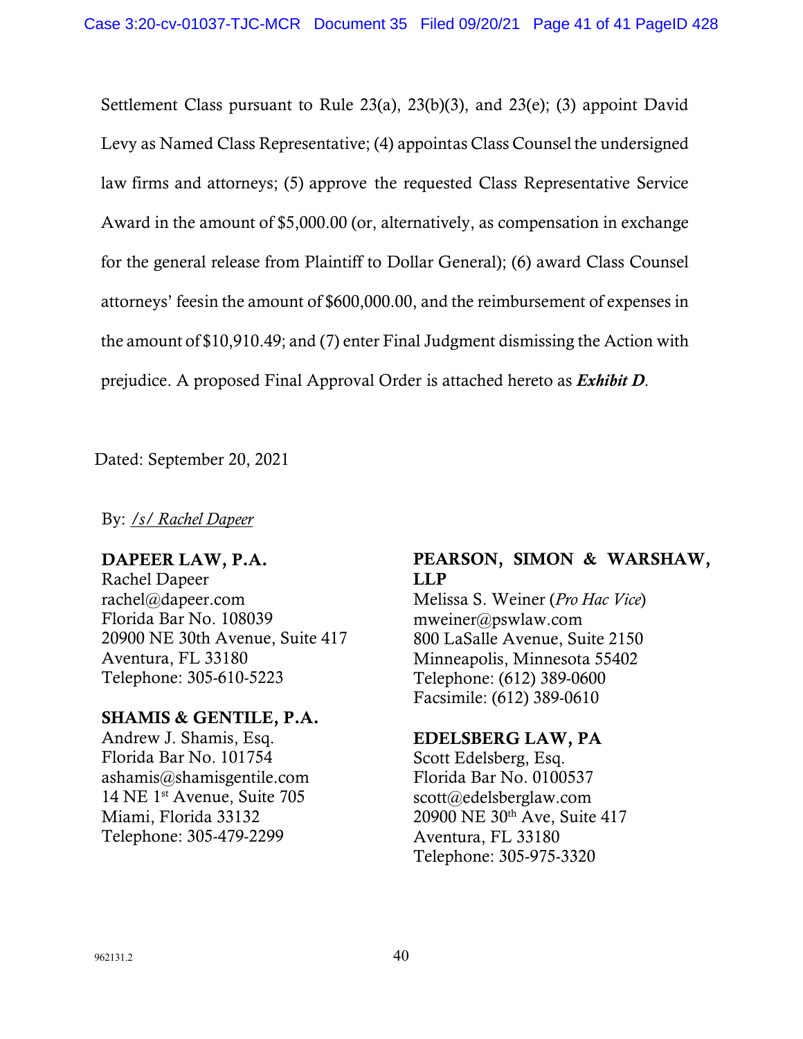Settlement Class pursuant to Rule 23(a), 23(b)(3), and 23(e); (3) appoint David Levy as Named Class Representative; (4) appointas Class Counsel the undersigned law firms and attorneys; (5) approve the requested Class Representative Service Award in the amount of $5,000.00 (or, alternatively, as compensation in exchange for the general release from Plaintiff to Dollar General); (6) award Class Counsel attorneys' feesin the amount of $600,000.00, and the reimbursement of expenses in the amount of $10,910.49; and (7) enter Final Judgment dismissing the Action with prejudice. A proposed Final Approval Order is attached hereto as ***Exhibit D***.

Dated: September 20, 2021

By: */s/ Rachel Dapeer*

**DAPEER LAW, P.A.**
Rachel Dapeer
rachel@dapeer.com
Florida Bar No. 108039
20900 NE 30th Avenue, Suite 417
Aventura, FL 33180
Telephone: 305-610-5223

**SHAMIS & GENTILE, P.A.**
Andrew J. Shamis, Esq.
Florida Bar No. 101754
ashamis@shamisgentile.com
14 NE 1st Avenue, Suite 705
Miami, Florida 33132
Telephone: 305-479-2299

**PEARSON, SIMON & WARSHAW, LLP**
Melissa S. Weiner (*Pro Hac Vice*)
mweiner@pswlaw.com
800 LaSalle Avenue, Suite 2150
Minneapolis, Minnesota 55402
Telephone: (612) 389-0600
Facsimile: (612) 389-0610

**EDELSBERG LAW, PA**
Scott Edelsberg, Esq.
Florida Bar No. 0100537
scott@edelsberglaw.com
20900 NE 30th Ave, Suite 417
Aventura, FL 33180
Telephone: 305-975-3320

962131.2